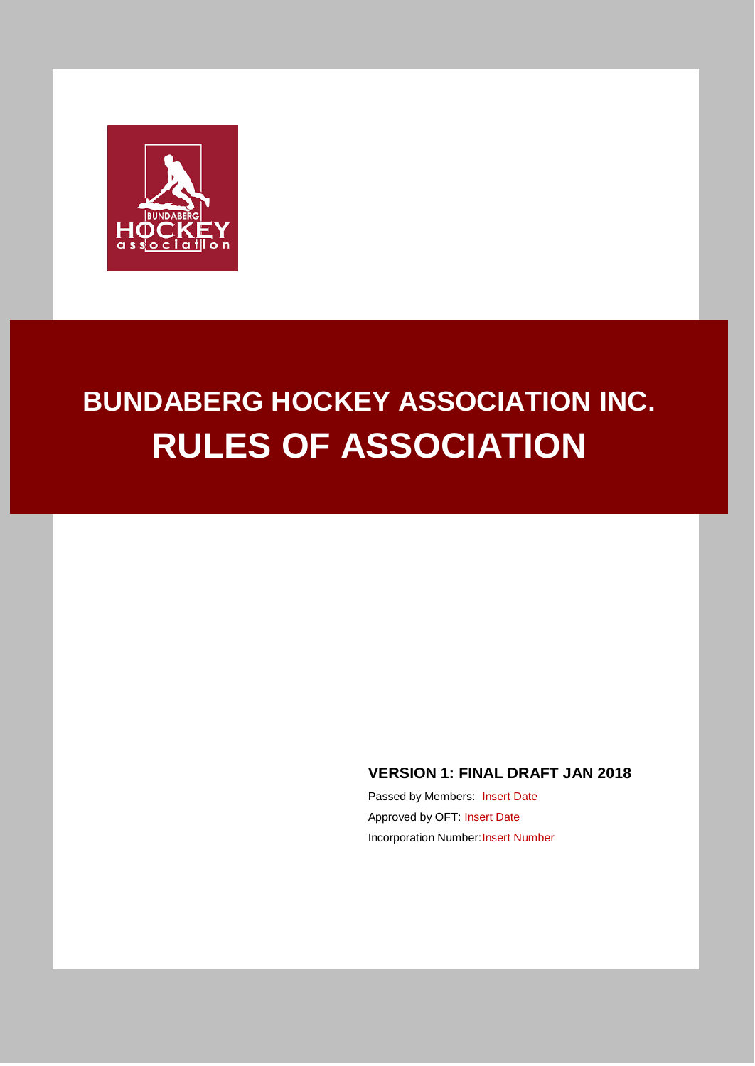# BUNDABERG HOCKEY ASSOCIATION INC.

# RULES OF ASSOCIATION

**VERSION 1: FINAL DRAFT JAN 2018**

Passed by Members: Insert Date

Approved by OFT: Insert Date

Incorporation Number: Insert Number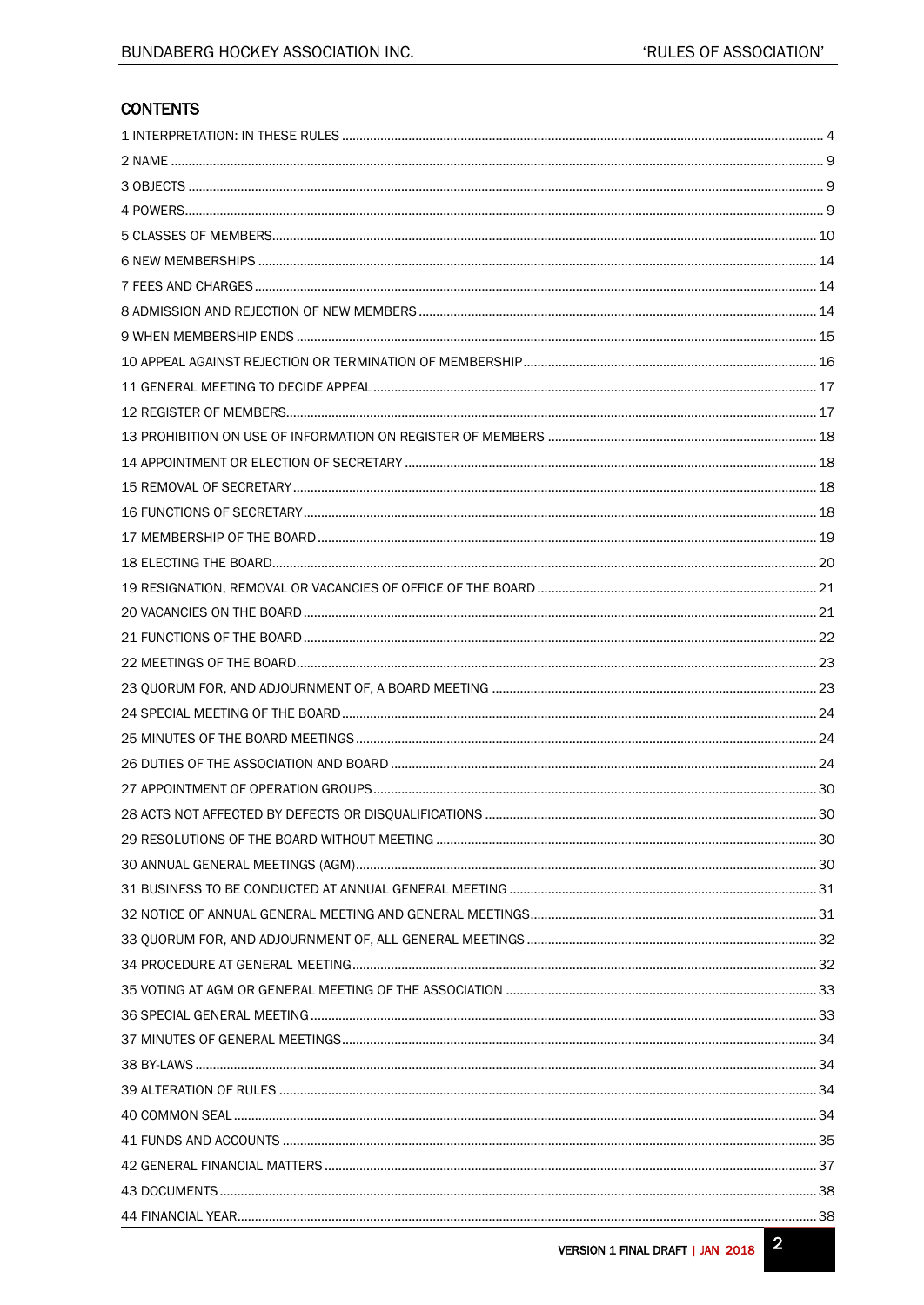## CONTENTS

1 INTERPRETATION: IN THESE RULES ... 4
2 NAME ... 9
3 OBJECTS ... 9
4 POWERS ... 9
5 CLASSES OF MEMBERS ... 10
6 NEW MEMBERSHIPS ... 14
7 FEES AND CHARGES ... 14
8 ADMISSION AND REJECTION OF NEW MEMBERS ... 14
9 WHEN MEMBERSHIP ENDS ... 15
10 APPEAL AGAINST REJECTION OR TERMINATION OF MEMBERSHIP ... 16
11 GENERAL MEETING TO DECIDE APPEAL ... 17
12 REGISTER OF MEMBERS ... 17
13 PROHIBITION ON USE OF INFORMATION ON REGISTER OF MEMBERS ... 18
14 APPOINTMENT OR ELECTION OF SECRETARY ... 18
15 REMOVAL OF SECRETARY ... 18
16 FUNCTIONS OF SECRETARY ... 18
17 MEMBERSHIP OF THE BOARD ... 19
18 ELECTING THE BOARD ... 20
19 RESIGNATION, REMOVAL OR VACANCIES OF OFFICE OF THE BOARD ... 21
20 VACANCIES ON THE BOARD ... 21
21 FUNCTIONS OF THE BOARD ... 22
22 MEETINGS OF THE BOARD ... 23
23 QUORUM FOR, AND ADJOURNMENT OF, A BOARD MEETING ... 23
24 SPECIAL MEETING OF THE BOARD ... 24
25 MINUTES OF THE BOARD MEETINGS ... 24
26 DUTIES OF THE ASSOCIATION AND BOARD ... 24
27 APPOINTMENT OF OPERATION GROUPS ... 30
28 ACTS NOT AFFECTED BY DEFECTS OR DISQUALIFICATIONS ... 30
29 RESOLUTIONS OF THE BOARD WITHOUT MEETING ... 30
30 ANNUAL GENERAL MEETINGS (AGM) ... 30
31 BUSINESS TO BE CONDUCTED AT ANNUAL GENERAL MEETING ... 31
32 NOTICE OF ANNUAL GENERAL MEETING AND GENERAL MEETINGS ... 31
33 QUORUM FOR, AND ADJOURNMENT OF, ALL GENERAL MEETINGS ... 32
34 PROCEDURE AT GENERAL MEETING ... 32
35 VOTING AT AGM OR GENERAL MEETING OF THE ASSOCIATION ... 33
36 SPECIAL GENERAL MEETING ... 33
37 MINUTES OF GENERAL MEETINGS ... 34
38 BY-LAWS ... 34
39 ALTERATION OF RULES ... 34
40 COMMON SEAL ... 34
41 FUNDS AND ACCOUNTS ... 35
42 GENERAL FINANCIAL MATTERS ... 37
43 DOCUMENTS ... 38
44 FINANCIAL YEAR ... 38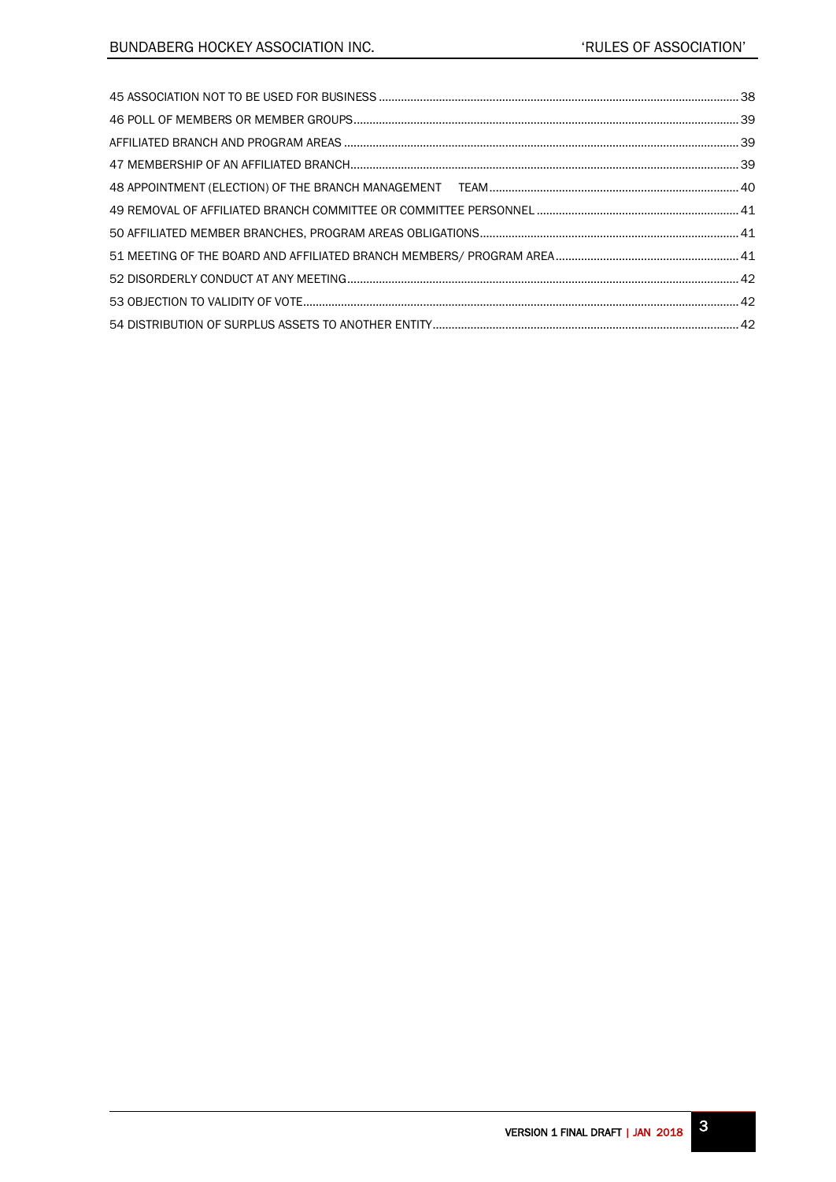45 ASSOCIATION NOT TO BE USED FOR BUSINESS ....................................................... 38

46 POLL OF MEMBERS OR MEMBER GROUPS ....................................................... 39

AFFILIATED BRANCH AND PROGRAM AREAS ....................................................... 39

47 MEMBERSHIP OF AN AFFILIATED BRANCH ....................................................... 39

48 APPOINTMENT (ELECTION) OF THE BRANCH MANAGEMENT TEAM ....................................................... 40

49 REMOVAL OF AFFILIATED BRANCH COMMITTEE OR COMMITTEE PERSONNEL ....................................................... 41

50 AFFILIATED MEMBER BRANCHES, PROGRAM AREAS OBLIGATIONS ....................................................... 41

51 MEETING OF THE BOARD AND AFFILIATED BRANCH MEMBERS/ PROGRAM AREA ....................................................... 41

52 DISORDERLY CONDUCT AT ANY MEETING ....................................................... 42

53 OBJECTION TO VALIDITY OF VOTE ....................................................... 42

54 DISTRIBUTION OF SURPLUS ASSETS TO ANOTHER ENTITY ....................................................... 42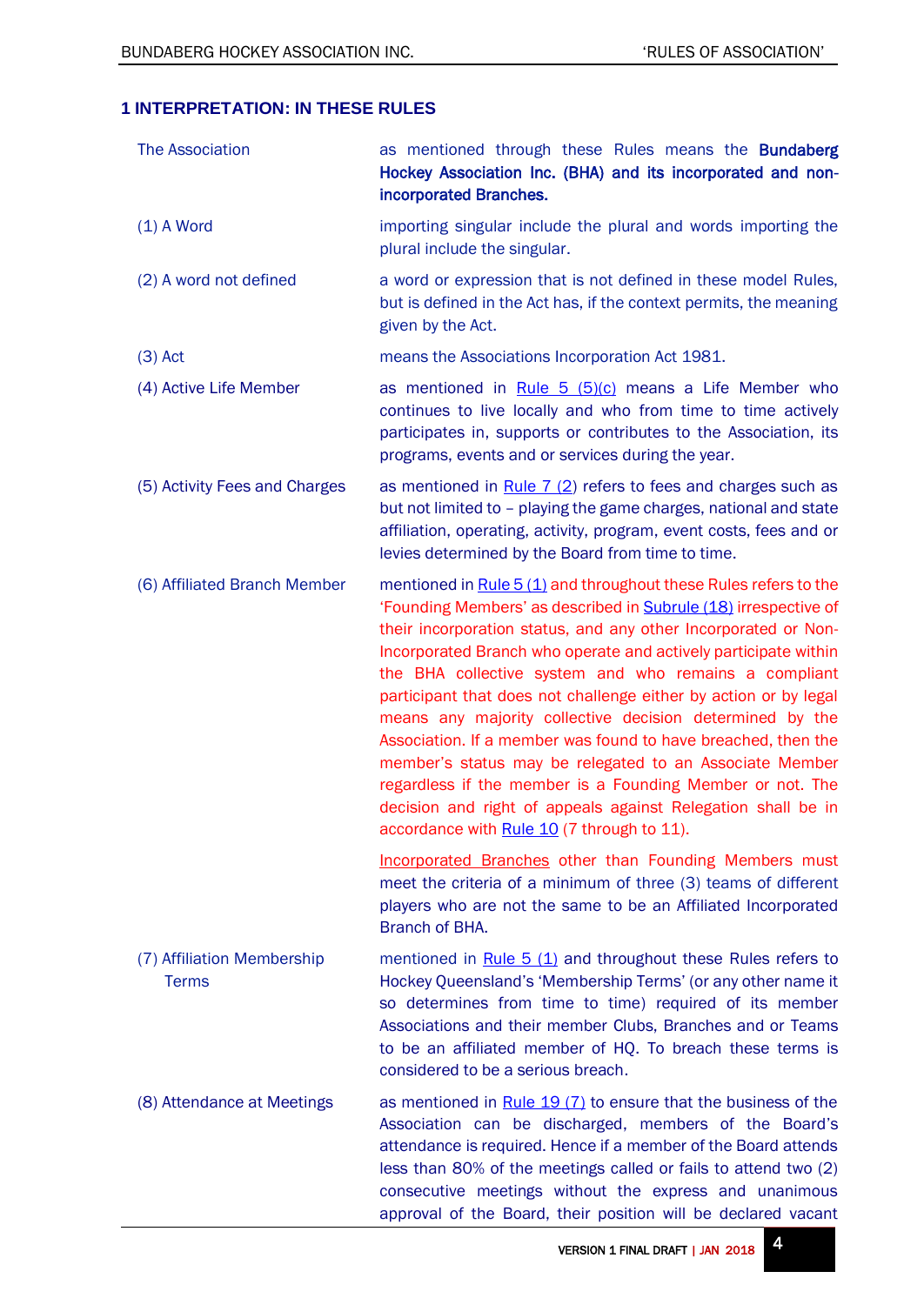## 1 INTERPRETATION: IN THESE RULES

| | |
|---|---|
| The Association | as mentioned through these Rules means the **Bundaberg Hockey Association Inc. (BHA) and its incorporated and non-incorporated Branches.** |
| (1) A Word | importing singular include the plural and words importing the plural include the singular. |
| (2) A word not defined | a word or expression that is not defined in these model Rules, but is defined in the Act has, if the context permits, the meaning given by the Act. |
| (3) Act | means the Associations Incorporation Act 1981. |
| (4) Active Life Member | as mentioned in Rule 5 (5)(c) means a Life Member who continues to live locally and who from time to time actively participates in, supports or contributes to the Association, its programs, events and or services during the year. |
| (5) Activity Fees and Charges | as mentioned in Rule 7 (2) refers to fees and charges such as but not limited to – playing the game charges, national and state affiliation, operating, activity, program, event costs, fees and or levies determined by the Board from time to time. |
| (6) Affiliated Branch Member | mentioned in Rule 5 (1) and throughout these Rules refers to the 'Founding Members' as described in Subrule (18) irrespective of their incorporation status, and any other Incorporated or Non-Incorporated Branch who operate and actively participate within the BHA collective system and who remains a compliant participant that does not challenge either by action or by legal means any majority collective decision determined by the Association. If a member was found to have breached, then the member's status may be relegated to an Associate Member regardless if the member is a Founding Member or not. The decision and right of appeals against Relegation shall be in accordance with Rule 10 (7 through to 11).<br><br>Incorporated Branches other than Founding Members must meet the criteria of a minimum of three (3) teams of different players who are not the same to be an Affiliated Incorporated Branch of BHA. |
| (7) Affiliation Membership Terms | mentioned in Rule 5 (1) and throughout these Rules refers to Hockey Queensland's 'Membership Terms' (or any other name it so determines from time to time) required of its member Associations and their member Clubs, Branches and or Teams to be an affiliated member of HQ. To breach these terms is considered to be a serious breach. |
| (8) Attendance at Meetings | as mentioned in Rule 19 (7) to ensure that the business of the Association can be discharged, members of the Board's attendance is required. Hence if a member of the Board attends less than 80% of the meetings called or fails to attend two (2) consecutive meetings without the express and unanimous approval of the Board, their position will be declared vacant |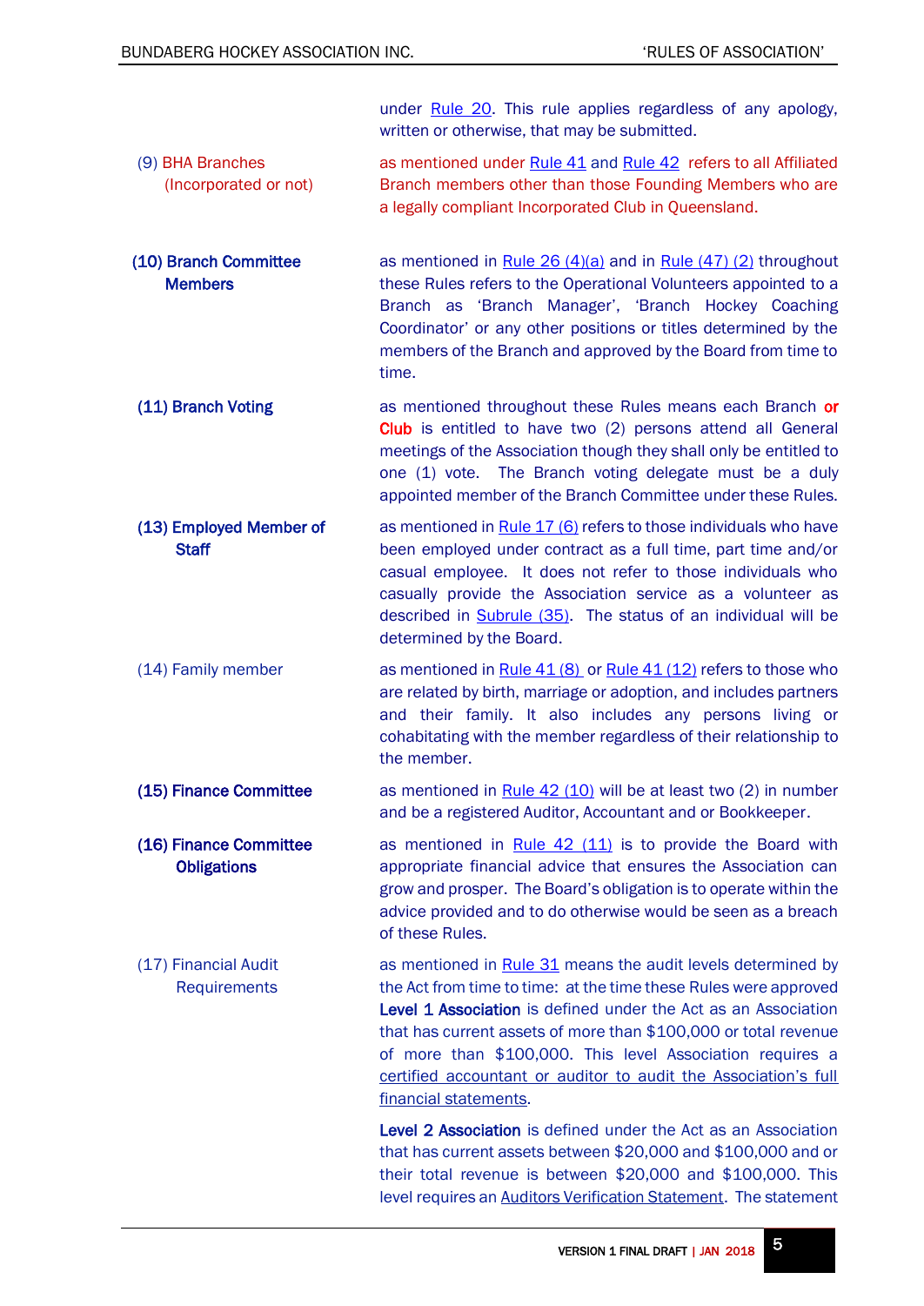under Rule 20. This rule applies regardless of any apology, written or otherwise, that may be submitted.

(9) BHA Branches (Incorporated or not) — as mentioned under Rule 41 and Rule 42 refers to all Affiliated Branch members other than those Founding Members who are a legally compliant Incorporated Club in Queensland.

**(10) Branch Committee Members** — as mentioned in Rule 26 (4)(a) and in Rule (47) (2) throughout these Rules refers to the Operational Volunteers appointed to a Branch as 'Branch Manager', 'Branch Hockey Coaching Coordinator' or any other positions or titles determined by the members of the Branch and approved by the Board from time to time.

**(11) Branch Voting** — as mentioned throughout these Rules means each Branch **or Club** is entitled to have two (2) persons attend all General meetings of the Association though they shall only be entitled to one (1) vote. The Branch voting delegate must be a duly appointed member of the Branch Committee under these Rules.

**(13) Employed Member of Staff** — as mentioned in Rule 17 (6) refers to those individuals who have been employed under contract as a full time, part time and/or casual employee. It does not refer to those individuals who casually provide the Association service as a volunteer as described in Subrule (35). The status of an individual will be determined by the Board.

(14) Family member — as mentioned in Rule 41 (8) or Rule 41 (12) refers to those who are related by birth, marriage or adoption, and includes partners and their family. It also includes any persons living or cohabitating with the member regardless of their relationship to the member.

**(15) Finance Committee** — as mentioned in Rule 42 (10) will be at least two (2) in number and be a registered Auditor, Accountant and or Bookkeeper.

**(16) Finance Committee Obligations** — as mentioned in Rule 42 (11) is to provide the Board with appropriate financial advice that ensures the Association can grow and prosper. The Board's obligation is to operate within the advice provided and to do otherwise would be seen as a breach of these Rules.

(17) Financial Audit Requirements — as mentioned in Rule 31 means the audit levels determined by the Act from time to time: at the time these Rules were approved **Level 1 Association** is defined under the Act as an Association that has current assets of more than $100,000 or total revenue of more than $100,000. This level Association requires a certified accountant or auditor to audit the Association's full financial statements.

**Level 2 Association** is defined under the Act as an Association that has current assets between $20,000 and $100,000 and or their total revenue is between $20,000 and $100,000. This level requires an Auditors Verification Statement. The statement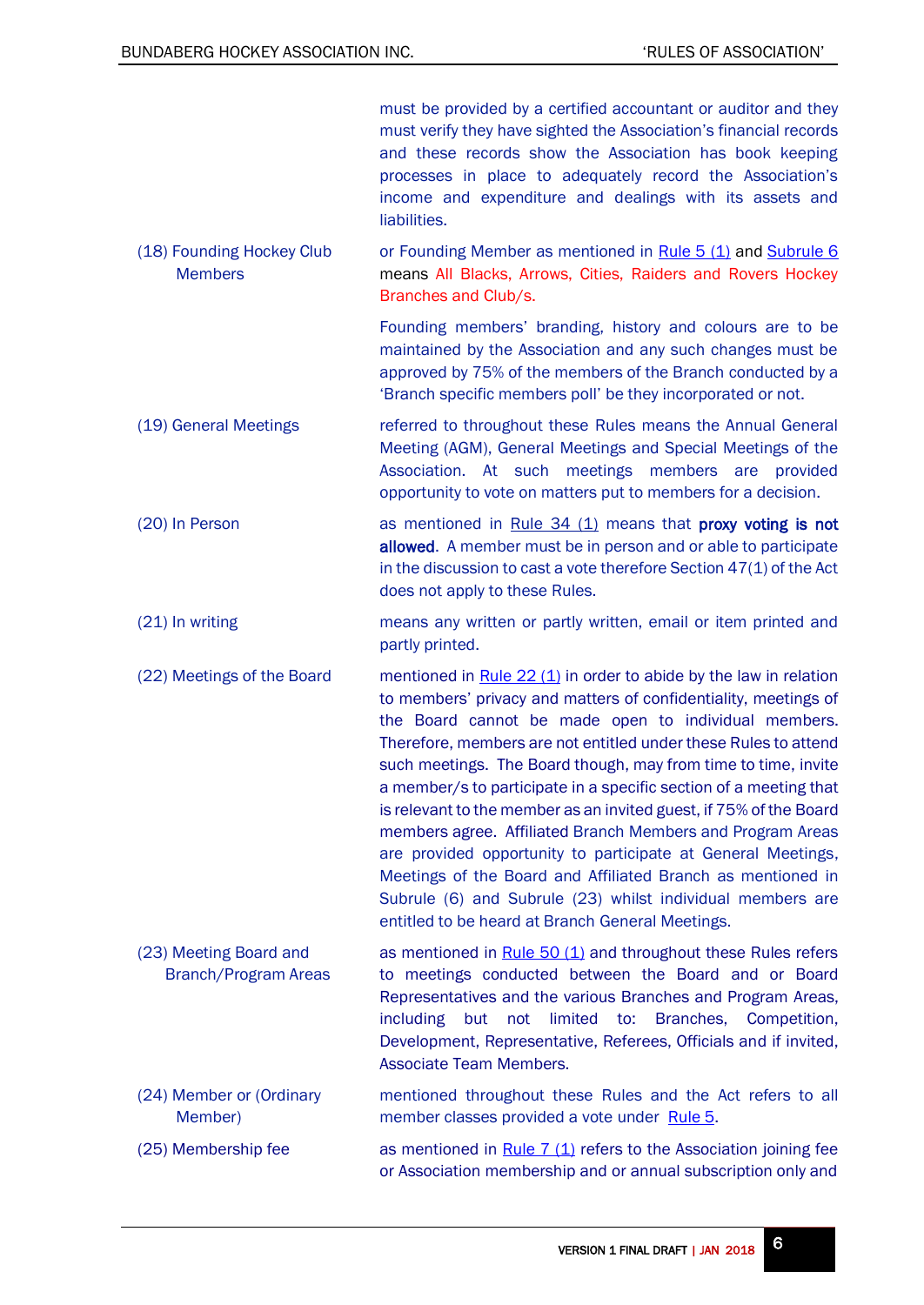must be provided by a certified accountant or auditor and they must verify they have sighted the Association's financial records and these records show the Association has book keeping processes in place to adequately record the Association's income and expenditure and dealings with its assets and liabilities.

| | |
|---|---|
| (18) Founding Hockey Club Members | or Founding Member as mentioned in Rule 5 (1) and Subrule 6 means All Blacks, Arrows, Cities, Raiders and Rovers Hockey Branches and Club/s.<br><br>Founding members' branding, history and colours are to be maintained by the Association and any such changes must be approved by 75% of the members of the Branch conducted by a 'Branch specific members poll' be they incorporated or not. |
| (19) General Meetings | referred to throughout these Rules means the Annual General Meeting (AGM), General Meetings and Special Meetings of the Association. At such meetings members are provided opportunity to vote on matters put to members for a decision. |
| (20) In Person | as mentioned in Rule 34 (1) means that **proxy voting is not allowed**. A member must be in person and or able to participate in the discussion to cast a vote therefore Section 47(1) of the Act does not apply to these Rules. |
| (21) In writing | means any written or partly written, email or item printed and partly printed. |
| (22) Meetings of the Board | mentioned in Rule 22 (1) in order to abide by the law in relation to members' privacy and matters of confidentiality, meetings of the Board cannot be made open to individual members. Therefore, members are not entitled under these Rules to attend such meetings. The Board though, may from time to time, invite a member/s to participate in a specific section of a meeting that is relevant to the member as an invited guest, if 75% of the Board members agree. Affiliated Branch Members and Program Areas are provided opportunity to participate at General Meetings, Meetings of the Board and Affiliated Branch as mentioned in Subrule (6) and Subrule (23) whilst individual members are entitled to be heard at Branch General Meetings. |
| (23) Meeting Board and Branch/Program Areas | as mentioned in Rule 50 (1) and throughout these Rules refers to meetings conducted between the Board and or Board Representatives and the various Branches and Program Areas, including but not limited to: Branches, Competition, Development, Representative, Referees, Officials and if invited, Associate Team Members. |
| (24) Member or (Ordinary Member) | mentioned throughout these Rules and the Act refers to all member classes provided a vote under Rule 5. |
| (25) Membership fee | as mentioned in Rule 7 (1) refers to the Association joining fee or Association membership and or annual subscription only and |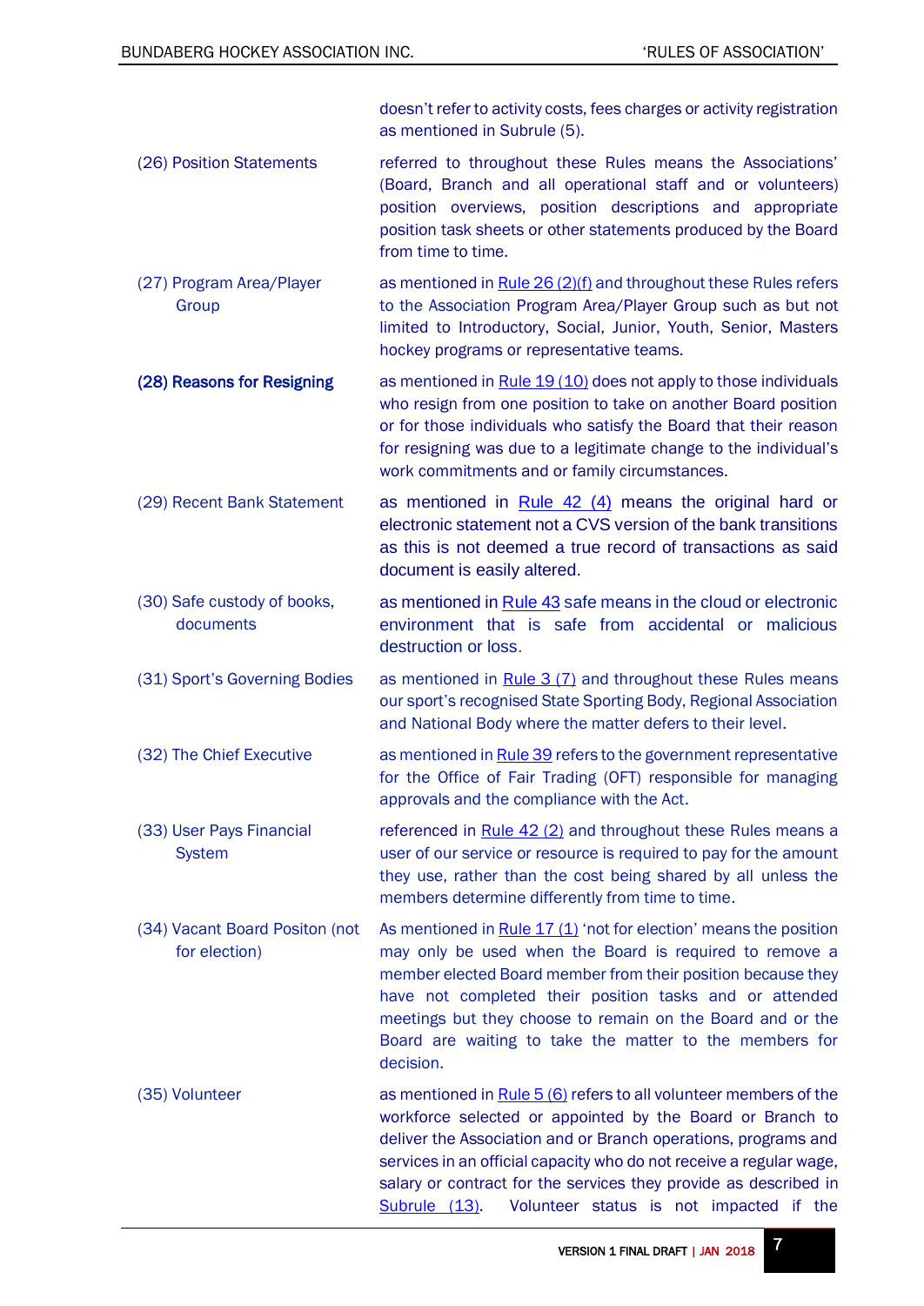doesn't refer to activity costs, fees charges or activity registration as mentioned in Subrule (5).

| | |
|---|---|
| (26) Position Statements | referred to throughout these Rules means the Associations' (Board, Branch and all operational staff and or volunteers) position overviews, position descriptions and appropriate position task sheets or other statements produced by the Board from time to time. |
| (27) Program Area/Player Group | as mentioned in Rule 26 (2)(f) and throughout these Rules refers to the Association Program Area/Player Group such as but not limited to Introductory, Social, Junior, Youth, Senior, Masters hockey programs or representative teams. |
| **(28) Reasons for Resigning** | as mentioned in Rule 19 (10) does not apply to those individuals who resign from one position to take on another Board position or for those individuals who satisfy the Board that their reason for resigning was due to a legitimate change to the individual's work commitments and or family circumstances. |
| (29) Recent Bank Statement | as mentioned in Rule 42 (4) means the original hard or electronic statement not a CVS version of the bank transitions as this is not deemed a true record of transactions as said document is easily altered. |
| (30) Safe custody of books, documents | as mentioned in Rule 43 safe means in the cloud or electronic environment that is safe from accidental or malicious destruction or loss. |
| (31) Sport's Governing Bodies | as mentioned in Rule 3 (7) and throughout these Rules means our sport's recognised State Sporting Body, Regional Association and National Body where the matter defers to their level. |
| (32) The Chief Executive | as mentioned in Rule 39 refers to the government representative for the Office of Fair Trading (OFT) responsible for managing approvals and the compliance with the Act. |
| (33) User Pays Financial System | referenced in Rule 42 (2) and throughout these Rules means a user of our service or resource is required to pay for the amount they use, rather than the cost being shared by all unless the members determine differently from time to time. |
| (34) Vacant Board Positon (not for election) | As mentioned in Rule 17 (1) 'not for election' means the position may only be used when the Board is required to remove a member elected Board member from their position because they have not completed their position tasks and or attended meetings but they choose to remain on the Board and or the Board are waiting to take the matter to the members for decision. |
| (35) Volunteer | as mentioned in Rule 5 (6) refers to all volunteer members of the workforce selected or appointed by the Board or Branch to deliver the Association and or Branch operations, programs and services in an official capacity who do not receive a regular wage, salary or contract for the services they provide as described in Subrule (13). Volunteer status is not impacted if the |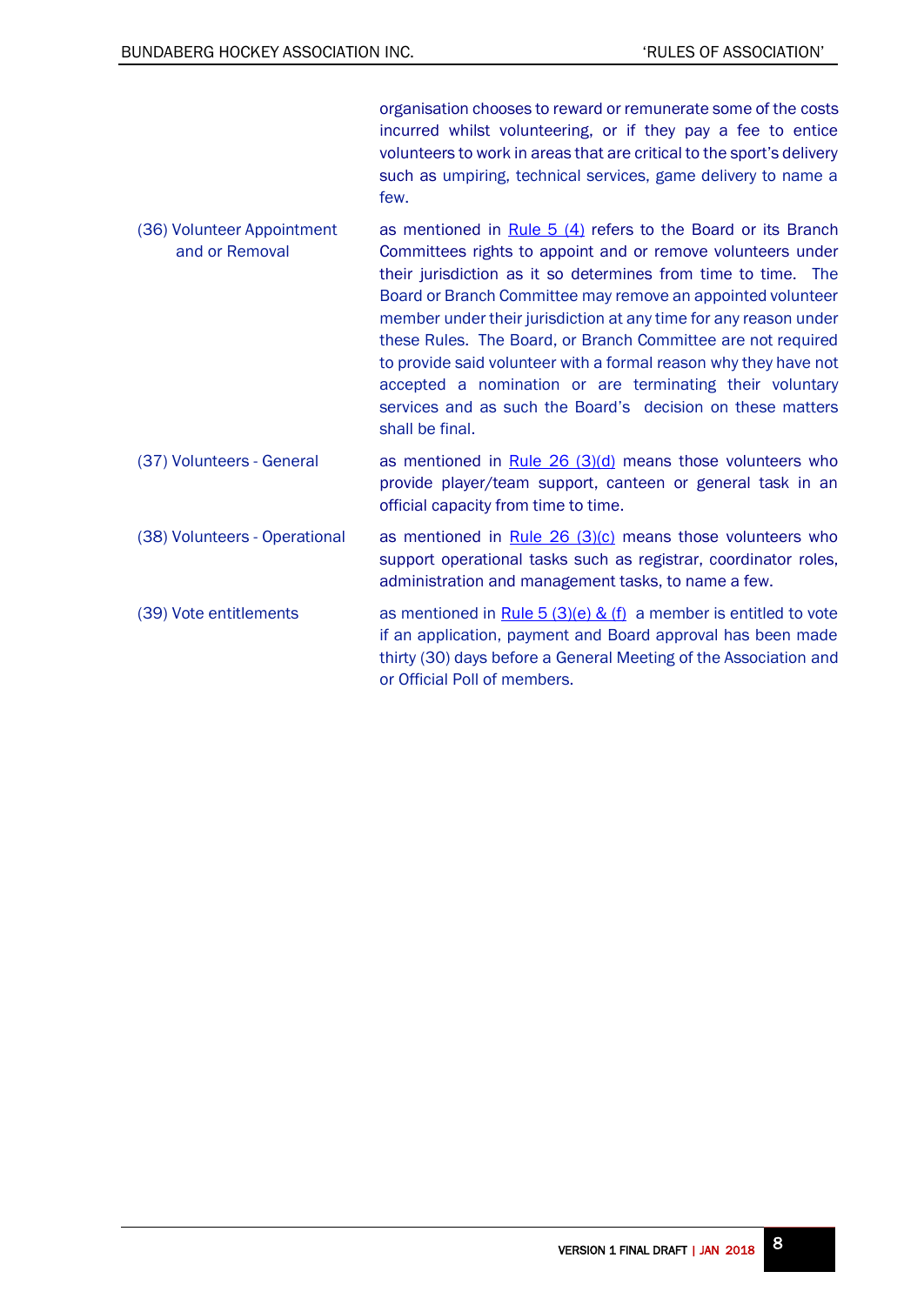organisation chooses to reward or remunerate some of the costs incurred whilst volunteering, or if they pay a fee to entice volunteers to work in areas that are critical to the sport's delivery such as umpiring, technical services, game delivery to name a few.

| | |
|---|---|
| (36) Volunteer Appointment and or Removal | as mentioned in Rule 5 (4) refers to the Board or its Branch Committees rights to appoint and or remove volunteers under their jurisdiction as it so determines from time to time. The Board or Branch Committee may remove an appointed volunteer member under their jurisdiction at any time for any reason under these Rules. The Board, or Branch Committee are not required to provide said volunteer with a formal reason why they have not accepted a nomination or are terminating their voluntary services and as such the Board's decision on these matters shall be final. |
| (37) Volunteers - General | as mentioned in Rule 26 (3)(d) means those volunteers who provide player/team support, canteen or general task in an official capacity from time to time. |
| (38) Volunteers - Operational | as mentioned in Rule 26 (3)(c) means those volunteers who support operational tasks such as registrar, coordinator roles, administration and management tasks, to name a few. |
| (39) Vote entitlements | as mentioned in Rule 5 (3)(e) & (f) a member is entitled to vote if an application, payment and Board approval has been made thirty (30) days before a General Meeting of the Association and or Official Poll of members. |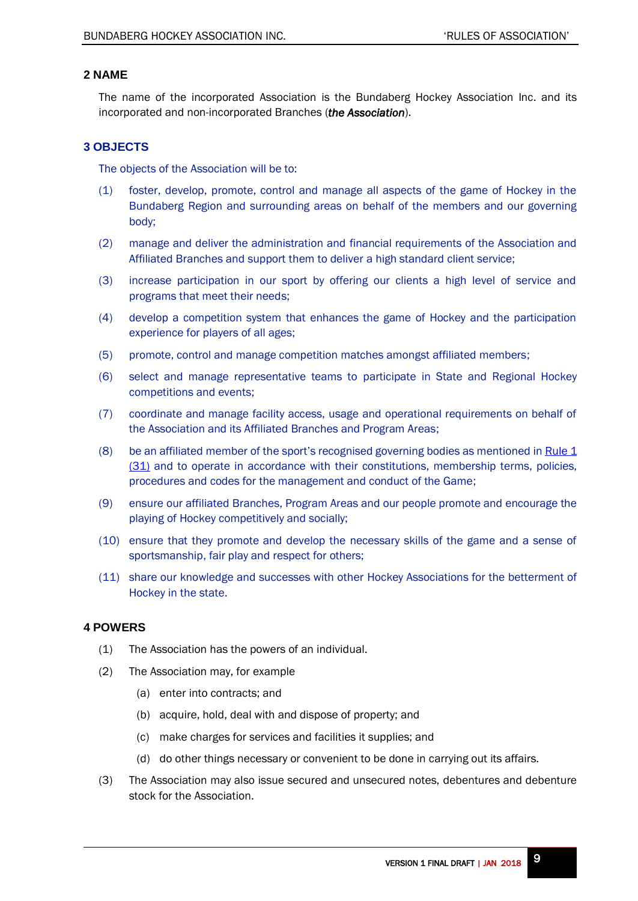## 2 NAME

The name of the incorporated Association is the Bundaberg Hockey Association Inc. and its incorporated and non-incorporated Branches (***the Association***).

## 3 OBJECTS

The objects of the Association will be to:

(1) foster, develop, promote, control and manage all aspects of the game of Hockey in the Bundaberg Region and surrounding areas on behalf of the members and our governing body;

(2) manage and deliver the administration and financial requirements of the Association and Affiliated Branches and support them to deliver a high standard client service;

(3) increase participation in our sport by offering our clients a high level of service and programs that meet their needs;

(4) develop a competition system that enhances the game of Hockey and the participation experience for players of all ages;

(5) promote, control and manage competition matches amongst affiliated members;

(6) select and manage representative teams to participate in State and Regional Hockey competitions and events;

(7) coordinate and manage facility access, usage and operational requirements on behalf of the Association and its Affiliated Branches and Program Areas;

(8) be an affiliated member of the sport's recognised governing bodies as mentioned in Rule 1 (31) and to operate in accordance with their constitutions, membership terms, policies, procedures and codes for the management and conduct of the Game;

(9) ensure our affiliated Branches, Program Areas and our people promote and encourage the playing of Hockey competitively and socially;

(10) ensure that they promote and develop the necessary skills of the game and a sense of sportsmanship, fair play and respect for others;

(11) share our knowledge and successes with other Hockey Associations for the betterment of Hockey in the state.

## 4 POWERS

(1) The Association has the powers of an individual.

(2) The Association may, for example

- (a) enter into contracts; and
- (b) acquire, hold, deal with and dispose of property; and
- (c) make charges for services and facilities it supplies; and
- (d) do other things necessary or convenient to be done in carrying out its affairs.

(3) The Association may also issue secured and unsecured notes, debentures and debenture stock for the Association.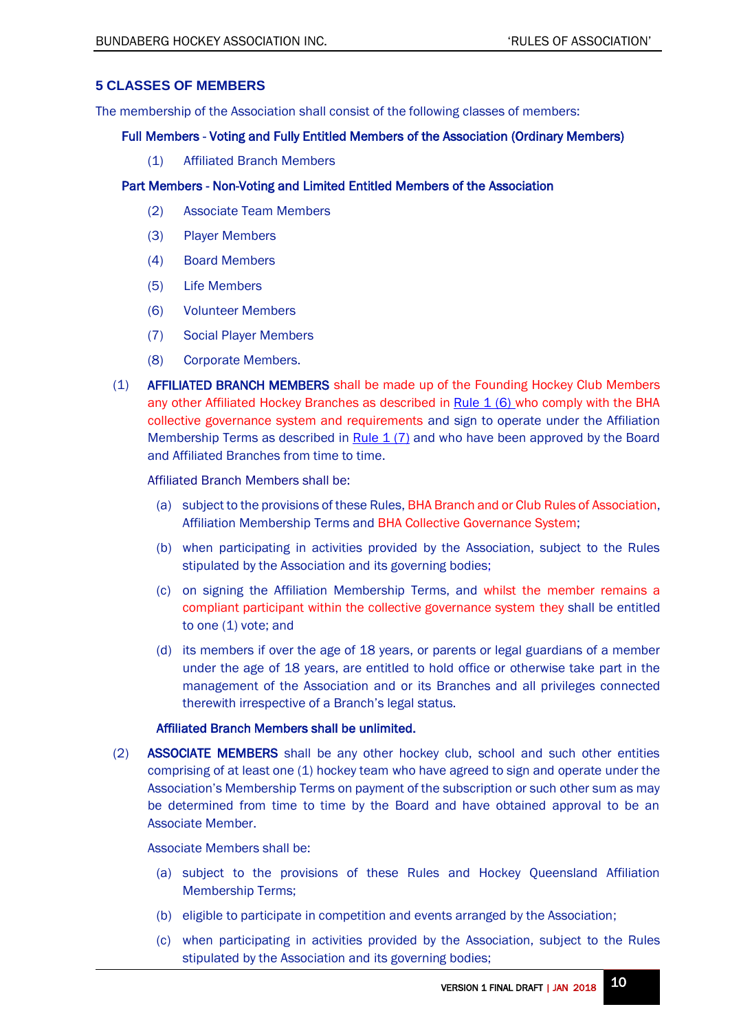## 5 CLASSES OF MEMBERS

The membership of the Association shall consist of the following classes of members:

**Full Members - Voting and Fully Entitled Members of the Association (Ordinary Members)**

(1) Affiliated Branch Members

**Part Members - Non-Voting and Limited Entitled Members of the Association**

(2) Associate Team Members

(3) Player Members

(4) Board Members

(5) Life Members

(6) Volunteer Members

(7) Social Player Members

(8) Corporate Members.

(1) **AFFILIATED BRANCH MEMBERS** shall be made up of the Founding Hockey Club Members any other Affiliated Hockey Branches as described in Rule 1 (6) who comply with the BHA collective governance system and requirements and sign to operate under the Affiliation Membership Terms as described in Rule 1 (7) and who have been approved by the Board and Affiliated Branches from time to time.

Affiliated Branch Members shall be:

(a) subject to the provisions of these Rules, BHA Branch and or Club Rules of Association, Affiliation Membership Terms and BHA Collective Governance System;

(b) when participating in activities provided by the Association, subject to the Rules stipulated by the Association and its governing bodies;

(c) on signing the Affiliation Membership Terms, and whilst the member remains a compliant participant within the collective governance system they shall be entitled to one (1) vote; and

(d) its members if over the age of 18 years, or parents or legal guardians of a member under the age of 18 years, are entitled to hold office or otherwise take part in the management of the Association and or its Branches and all privileges connected therewith irrespective of a Branch's legal status.

**Affiliated Branch Members shall be unlimited.**

(2) **ASSOCIATE MEMBERS** shall be any other hockey club, school and such other entities comprising of at least one (1) hockey team who have agreed to sign and operate under the Association's Membership Terms on payment of the subscription or such other sum as may be determined from time to time by the Board and have obtained approval to be an Associate Member.

Associate Members shall be:

(a) subject to the provisions of these Rules and Hockey Queensland Affiliation Membership Terms;

(b) eligible to participate in competition and events arranged by the Association;

(c) when participating in activities provided by the Association, subject to the Rules stipulated by the Association and its governing bodies;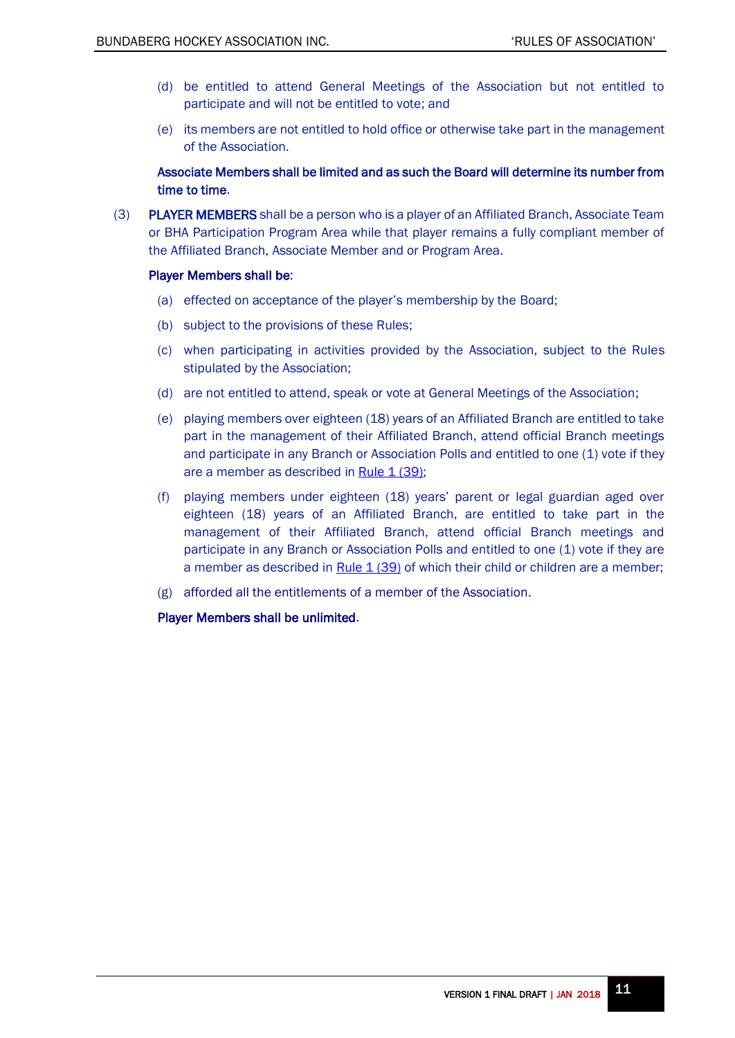(d) be entitled to attend General Meetings of the Association but not entitled to participate and will not be entitled to vote; and

(e) its members are not entitled to hold office or otherwise take part in the management of the Association.

**Associate Members shall be limited and as such the Board will determine its number from time to time**.

(3) **PLAYER MEMBERS** shall be a person who is a player of an Affiliated Branch, Associate Team or BHA Participation Program Area while that player remains a fully compliant member of the Affiliated Branch, Associate Member and or Program Area.

**Player Members shall be**:

(a) effected on acceptance of the player's membership by the Board;

(b) subject to the provisions of these Rules;

(c) when participating in activities provided by the Association, subject to the Rules stipulated by the Association;

(d) are not entitled to attend, speak or vote at General Meetings of the Association;

(e) playing members over eighteen (18) years of an Affiliated Branch are entitled to take part in the management of their Affiliated Branch, attend official Branch meetings and participate in any Branch or Association Polls and entitled to one (1) vote if they are a member as described in Rule 1 (39);

(f) playing members under eighteen (18) years' parent or legal guardian aged over eighteen (18) years of an Affiliated Branch, are entitled to take part in the management of their Affiliated Branch, attend official Branch meetings and participate in any Branch or Association Polls and entitled to one (1) vote if they are a member as described in Rule 1 (39) of which their child or children are a member;

(g) afforded all the entitlements of a member of the Association.

**Player Members shall be unlimited**.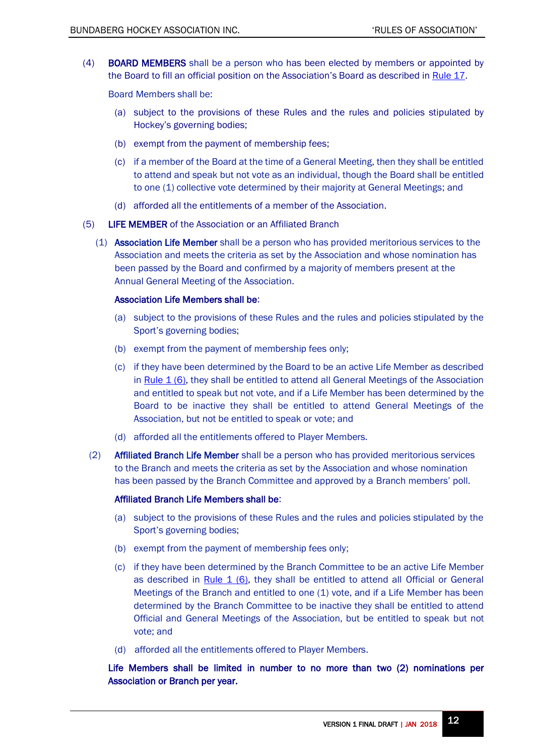(4) **BOARD MEMBERS** shall be a person who has been elected by members or appointed by the Board to fill an official position on the Association's Board as described in Rule 17.

Board Members shall be:

- (a) subject to the provisions of these Rules and the rules and policies stipulated by Hockey's governing bodies;
- (b) exempt from the payment of membership fees;
- (c) if a member of the Board at the time of a General Meeting, then they shall be entitled to attend and speak but not vote as an individual, though the Board shall be entitled to one (1) collective vote determined by their majority at General Meetings; and
- (d) afforded all the entitlements of a member of the Association.

(5) **LIFE MEMBER** of the Association or an Affiliated Branch

(1) **Association Life Member** shall be a person who has provided meritorious services to the Association and meets the criteria as set by the Association and whose nomination has been passed by the Board and confirmed by a majority of members present at the Annual General Meeting of the Association.

**Association Life Members shall be**:

- (a) subject to the provisions of these Rules and the rules and policies stipulated by the Sport's governing bodies;
- (b) exempt from the payment of membership fees only;
- (c) if they have been determined by the Board to be an active Life Member as described in Rule 1 (6), they shall be entitled to attend all General Meetings of the Association and entitled to speak but not vote, and if a Life Member has been determined by the Board to be inactive they shall be entitled to attend General Meetings of the Association, but not be entitled to speak or vote; and
- (d) afforded all the entitlements offered to Player Members.

(2) **Affiliated Branch Life Member** shall be a person who has provided meritorious services to the Branch and meets the criteria as set by the Association and whose nomination has been passed by the Branch Committee and approved by a Branch members' poll.

**Affiliated Branch Life Members shall be**:

- (a) subject to the provisions of these Rules and the rules and policies stipulated by the Sport's governing bodies;
- (b) exempt from the payment of membership fees only;
- (c) if they have been determined by the Branch Committee to be an active Life Member as described in Rule 1 (6), they shall be entitled to attend all Official or General Meetings of the Branch and entitled to one (1) vote, and if a Life Member has been determined by the Branch Committee to be inactive they shall be entitled to attend Official and General Meetings of the Association, but be entitled to speak but not vote; and
- (d) afforded all the entitlements offered to Player Members.

**Life Members shall be limited in number to no more than two (2) nominations per Association or Branch per year.**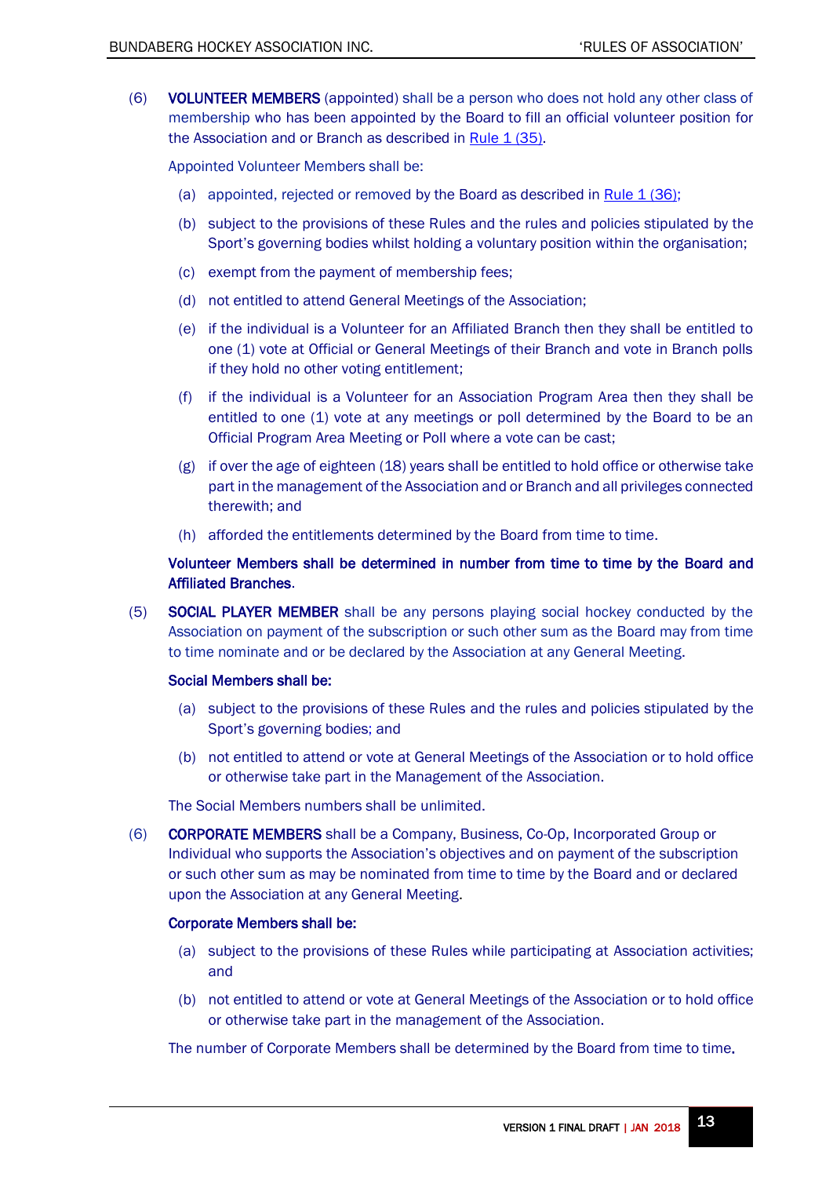(6) **VOLUNTEER MEMBERS** (appointed) shall be a person who does not hold any other class of membership who has been appointed by the Board to fill an official volunteer position for the Association and or Branch as described in Rule 1 (35).

Appointed Volunteer Members shall be:

(a) appointed, rejected or removed by the Board as described in Rule 1 (36);

(b) subject to the provisions of these Rules and the rules and policies stipulated by the Sport's governing bodies whilst holding a voluntary position within the organisation;

(c) exempt from the payment of membership fees;

(d) not entitled to attend General Meetings of the Association;

(e) if the individual is a Volunteer for an Affiliated Branch then they shall be entitled to one (1) vote at Official or General Meetings of their Branch and vote in Branch polls if they hold no other voting entitlement;

(f) if the individual is a Volunteer for an Association Program Area then they shall be entitled to one (1) vote at any meetings or poll determined by the Board to be an Official Program Area Meeting or Poll where a vote can be cast;

(g) if over the age of eighteen (18) years shall be entitled to hold office or otherwise take part in the management of the Association and or Branch and all privileges connected therewith; and

(h) afforded the entitlements determined by the Board from time to time.

**Volunteer Members shall be determined in number from time to time by the Board and Affiliated Branches.**

(5) **SOCIAL PLAYER MEMBER** shall be any persons playing social hockey conducted by the Association on payment of the subscription or such other sum as the Board may from time to time nominate and or be declared by the Association at any General Meeting.

**Social Members shall be:**

(a) subject to the provisions of these Rules and the rules and policies stipulated by the Sport's governing bodies; and

(b) not entitled to attend or vote at General Meetings of the Association or to hold office or otherwise take part in the Management of the Association.

The Social Members numbers shall be unlimited.

(6) **CORPORATE MEMBERS** shall be a Company, Business, Co-Op, Incorporated Group or Individual who supports the Association's objectives and on payment of the subscription or such other sum as may be nominated from time to time by the Board and or declared upon the Association at any General Meeting.

**Corporate Members shall be:**

(a) subject to the provisions of these Rules while participating at Association activities; and

(b) not entitled to attend or vote at General Meetings of the Association or to hold office or otherwise take part in the management of the Association.

The number of Corporate Members shall be determined by the Board from time to time.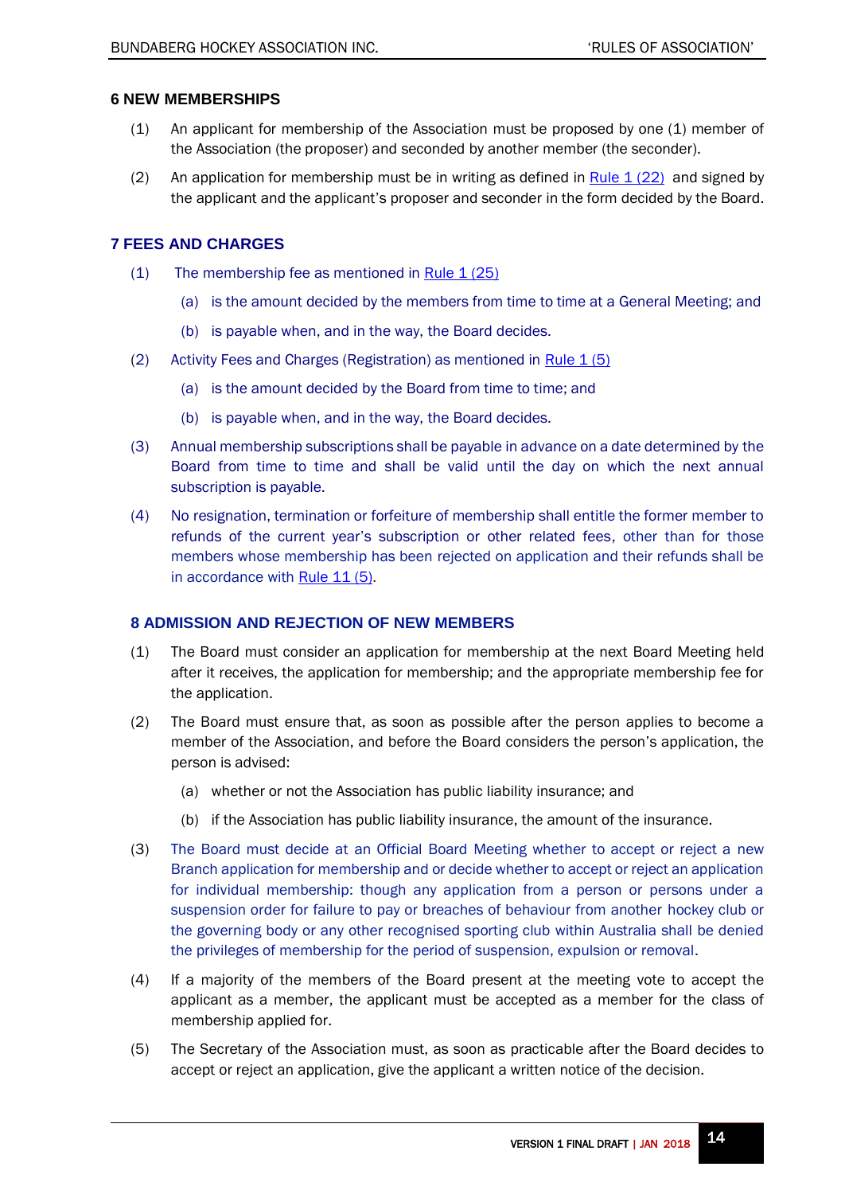## 6 NEW MEMBERSHIPS

(1) An applicant for membership of the Association must be proposed by one (1) member of the Association (the proposer) and seconded by another member (the seconder).

(2) An application for membership must be in writing as defined in Rule 1 (22) and signed by the applicant and the applicant's proposer and seconder in the form decided by the Board.

## 7 FEES AND CHARGES

(1) The membership fee as mentioned in Rule 1 (25)

- (a) is the amount decided by the members from time to time at a General Meeting; and
- (b) is payable when, and in the way, the Board decides.

(2) Activity Fees and Charges (Registration) as mentioned in Rule 1 (5)

- (a) is the amount decided by the Board from time to time; and
- (b) is payable when, and in the way, the Board decides.

(3) Annual membership subscriptions shall be payable in advance on a date determined by the Board from time to time and shall be valid until the day on which the next annual subscription is payable.

(4) No resignation, termination or forfeiture of membership shall entitle the former member to refunds of the current year's subscription or other related fees, other than for those members whose membership has been rejected on application and their refunds shall be in accordance with Rule 11 (5).

## 8 ADMISSION AND REJECTION OF NEW MEMBERS

(1) The Board must consider an application for membership at the next Board Meeting held after it receives, the application for membership; and the appropriate membership fee for the application.

(2) The Board must ensure that, as soon as possible after the person applies to become a member of the Association, and before the Board considers the person's application, the person is advised:

- (a) whether or not the Association has public liability insurance; and
- (b) if the Association has public liability insurance, the amount of the insurance.

(3) The Board must decide at an Official Board Meeting whether to accept or reject a new Branch application for membership and or decide whether to accept or reject an application for individual membership: though any application from a person or persons under a suspension order for failure to pay or breaches of behaviour from another hockey club or the governing body or any other recognised sporting club within Australia shall be denied the privileges of membership for the period of suspension, expulsion or removal.

(4) If a majority of the members of the Board present at the meeting vote to accept the applicant as a member, the applicant must be accepted as a member for the class of membership applied for.

(5) The Secretary of the Association must, as soon as practicable after the Board decides to accept or reject an application, give the applicant a written notice of the decision.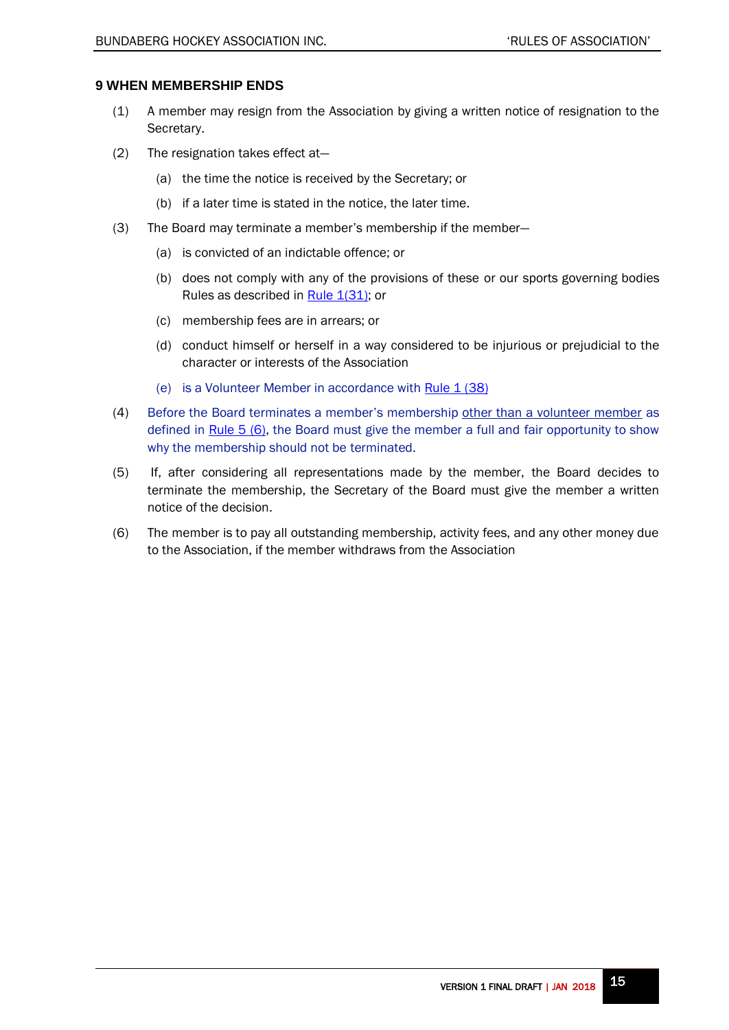## 9 WHEN MEMBERSHIP ENDS

(1) A member may resign from the Association by giving a written notice of resignation to the Secretary.

(2) The resignation takes effect at—

   (a) the time the notice is received by the Secretary; or

   (b) if a later time is stated in the notice, the later time.

(3) The Board may terminate a member's membership if the member—

   (a) is convicted of an indictable offence; or

   (b) does not comply with any of the provisions of these or our sports governing bodies Rules as described in Rule 1(31); or

   (c) membership fees are in arrears; or

   (d) conduct himself or herself in a way considered to be injurious or prejudicial to the character or interests of the Association

   (e) is a Volunteer Member in accordance with Rule 1 (38)

(4) Before the Board terminates a member's membership other than a volunteer member as defined in Rule 5 (6), the Board must give the member a full and fair opportunity to show why the membership should not be terminated.

(5) If, after considering all representations made by the member, the Board decides to terminate the membership, the Secretary of the Board must give the member a written notice of the decision.

(6) The member is to pay all outstanding membership, activity fees, and any other money due to the Association, if the member withdraws from the Association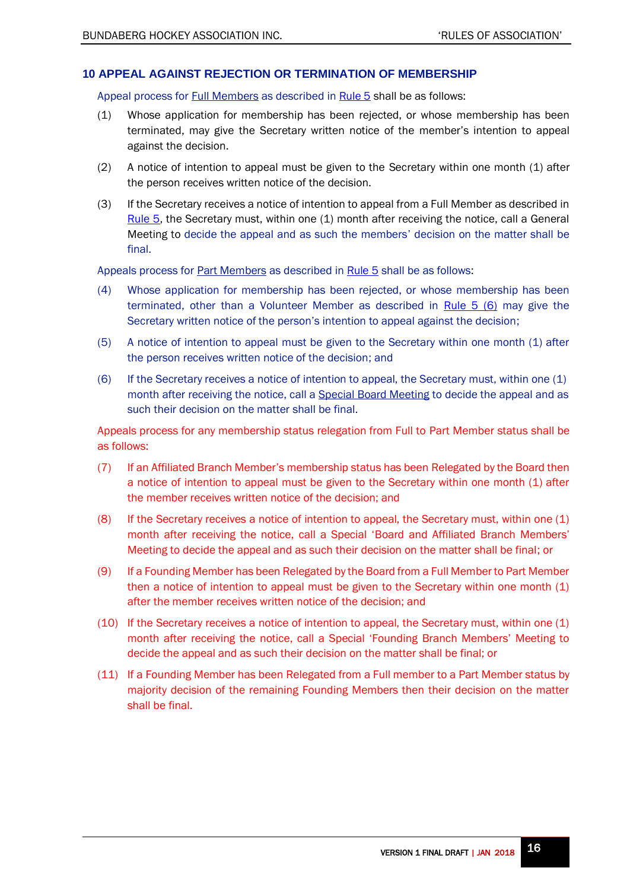## 10 APPEAL AGAINST REJECTION OR TERMINATION OF MEMBERSHIP

Appeal process for Full Members as described in Rule 5 shall be as follows:

(1) Whose application for membership has been rejected, or whose membership has been terminated, may give the Secretary written notice of the member's intention to appeal against the decision.

(2) A notice of intention to appeal must be given to the Secretary within one month (1) after the person receives written notice of the decision.

(3) If the Secretary receives a notice of intention to appeal from a Full Member as described in Rule 5, the Secretary must, within one (1) month after receiving the notice, call a General Meeting to decide the appeal and as such the members' decision on the matter shall be final.

Appeals process for Part Members as described in Rule 5 shall be as follows:

(4) Whose application for membership has been rejected, or whose membership has been terminated, other than a Volunteer Member as described in Rule 5 (6) may give the Secretary written notice of the person's intention to appeal against the decision;

(5) A notice of intention to appeal must be given to the Secretary within one month (1) after the person receives written notice of the decision; and

(6) If the Secretary receives a notice of intention to appeal, the Secretary must, within one (1) month after receiving the notice, call a Special Board Meeting to decide the appeal and as such their decision on the matter shall be final.

Appeals process for any membership status relegation from Full to Part Member status shall be as follows:

(7) If an Affiliated Branch Member's membership status has been Relegated by the Board then a notice of intention to appeal must be given to the Secretary within one month (1) after the member receives written notice of the decision; and

(8) If the Secretary receives a notice of intention to appeal, the Secretary must, within one (1) month after receiving the notice, call a Special 'Board and Affiliated Branch Members' Meeting to decide the appeal and as such their decision on the matter shall be final; or

(9) If a Founding Member has been Relegated by the Board from a Full Member to Part Member then a notice of intention to appeal must be given to the Secretary within one month (1) after the member receives written notice of the decision; and

(10) If the Secretary receives a notice of intention to appeal, the Secretary must, within one (1) month after receiving the notice, call a Special 'Founding Branch Members' Meeting to decide the appeal and as such their decision on the matter shall be final; or

(11) If a Founding Member has been Relegated from a Full member to a Part Member status by majority decision of the remaining Founding Members then their decision on the matter shall be final.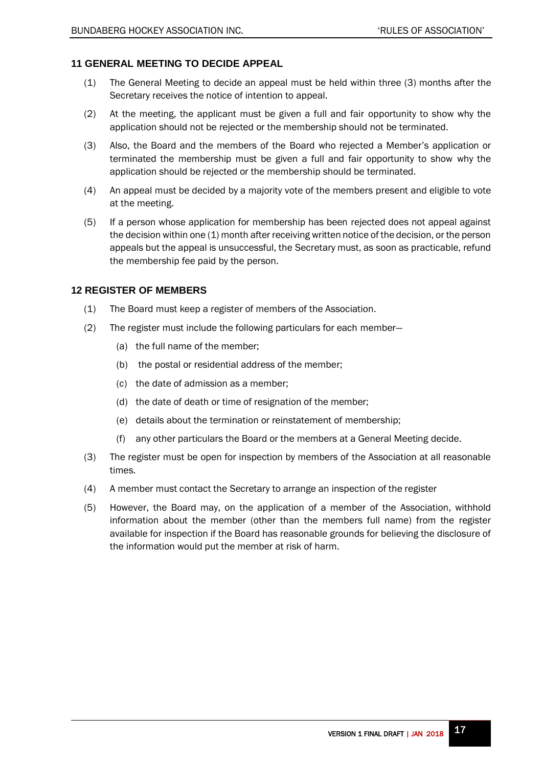## 11 GENERAL MEETING TO DECIDE APPEAL

(1) The General Meeting to decide an appeal must be held within three (3) months after the Secretary receives the notice of intention to appeal.

(2) At the meeting, the applicant must be given a full and fair opportunity to show why the application should not be rejected or the membership should not be terminated.

(3) Also, the Board and the members of the Board who rejected a Member's application or terminated the membership must be given a full and fair opportunity to show why the application should be rejected or the membership should be terminated.

(4) An appeal must be decided by a majority vote of the members present and eligible to vote at the meeting.

(5) If a person whose application for membership has been rejected does not appeal against the decision within one (1) month after receiving written notice of the decision, or the person appeals but the appeal is unsuccessful, the Secretary must, as soon as practicable, refund the membership fee paid by the person.

## 12 REGISTER OF MEMBERS

(1) The Board must keep a register of members of the Association.

(2) The register must include the following particulars for each member—

  (a) the full name of the member;

  (b) the postal or residential address of the member;

  (c) the date of admission as a member;

  (d) the date of death or time of resignation of the member;

  (e) details about the termination or reinstatement of membership;

  (f) any other particulars the Board or the members at a General Meeting decide.

(3) The register must be open for inspection by members of the Association at all reasonable times.

(4) A member must contact the Secretary to arrange an inspection of the register

(5) However, the Board may, on the application of a member of the Association, withhold information about the member (other than the members full name) from the register available for inspection if the Board has reasonable grounds for believing the disclosure of the information would put the member at risk of harm.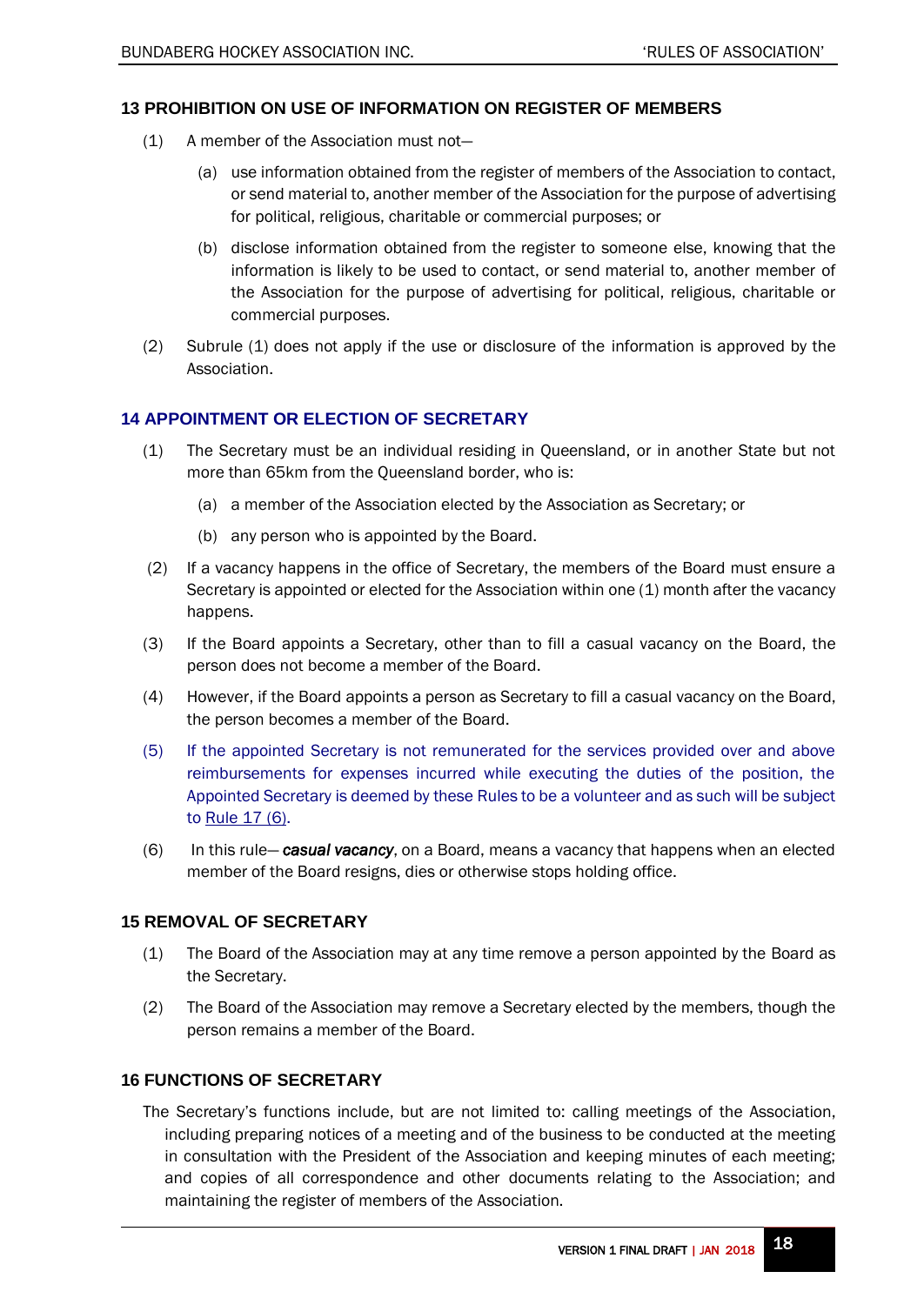### 13 PROHIBITION ON USE OF INFORMATION ON REGISTER OF MEMBERS

(1) A member of the Association must not—

(a) use information obtained from the register of members of the Association to contact, or send material to, another member of the Association for the purpose of advertising for political, religious, charitable or commercial purposes; or

(b) disclose information obtained from the register to someone else, knowing that the information is likely to be used to contact, or send material to, another member of the Association for the purpose of advertising for political, religious, charitable or commercial purposes.

(2) Subrule (1) does not apply if the use or disclosure of the information is approved by the Association.

### 14 APPOINTMENT OR ELECTION OF SECRETARY

(1) The Secretary must be an individual residing in Queensland, or in another State but not more than 65km from the Queensland border, who is:

(a) a member of the Association elected by the Association as Secretary; or

(b) any person who is appointed by the Board.

(2) If a vacancy happens in the office of Secretary, the members of the Board must ensure a Secretary is appointed or elected for the Association within one (1) month after the vacancy happens.

(3) If the Board appoints a Secretary, other than to fill a casual vacancy on the Board, the person does not become a member of the Board.

(4) However, if the Board appoints a person as Secretary to fill a casual vacancy on the Board, the person becomes a member of the Board.

(5) If the appointed Secretary is not remunerated for the services provided over and above reimbursements for expenses incurred while executing the duties of the position, the Appointed Secretary is deemed by these Rules to be a volunteer and as such will be subject to Rule 17 (6).

(6) In this rule— ***casual vacancy***, on a Board, means a vacancy that happens when an elected member of the Board resigns, dies or otherwise stops holding office.

### 15 REMOVAL OF SECRETARY

(1) The Board of the Association may at any time remove a person appointed by the Board as the Secretary.

(2) The Board of the Association may remove a Secretary elected by the members, though the person remains a member of the Board.

### 16 FUNCTIONS OF SECRETARY

The Secretary's functions include, but are not limited to: calling meetings of the Association, including preparing notices of a meeting and of the business to be conducted at the meeting in consultation with the President of the Association and keeping minutes of each meeting; and copies of all correspondence and other documents relating to the Association; and maintaining the register of members of the Association.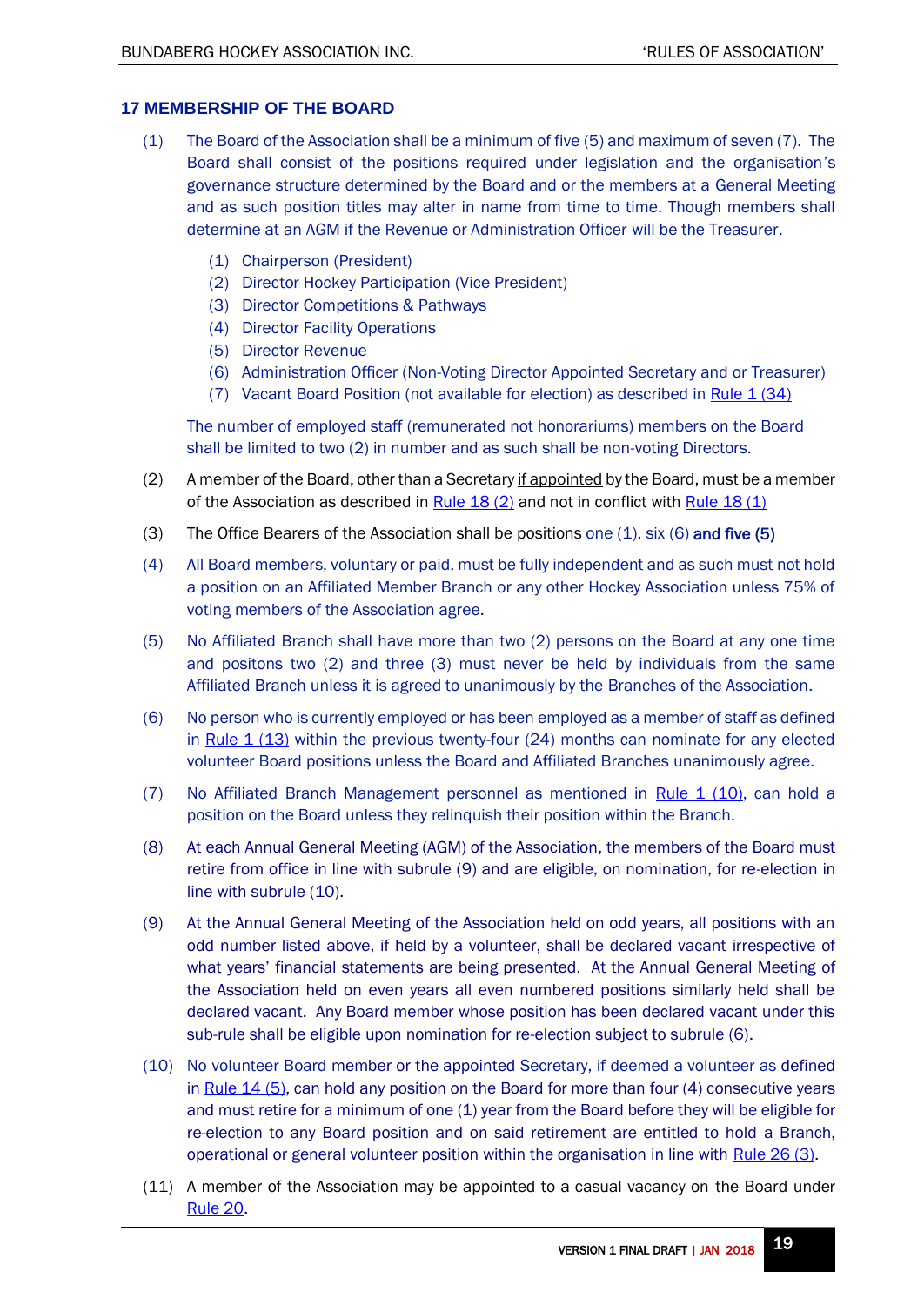## 17 MEMBERSHIP OF THE BOARD

(1) The Board of the Association shall be a minimum of five (5) and maximum of seven (7). The Board shall consist of the positions required under legislation and the organisation's governance structure determined by the Board and or the members at a General Meeting and as such position titles may alter in name from time to time. Though members shall determine at an AGM if the Revenue or Administration Officer will be the Treasurer.

   (1) Chairperson (President)
   (2) Director Hockey Participation (Vice President)
   (3) Director Competitions & Pathways
   (4) Director Facility Operations
   (5) Director Revenue
   (6) Administration Officer (Non-Voting Director Appointed Secretary and or Treasurer)
   (7) Vacant Board Position (not available for election) as described in Rule 1 (34)

   The number of employed staff (remunerated not honorariums) members on the Board shall be limited to two (2) in number and as such shall be non-voting Directors.

(2) A member of the Board, other than a Secretary if appointed by the Board, must be a member of the Association as described in Rule 18 (2) and not in conflict with Rule 18 (1)

(3) The Office Bearers of the Association shall be positions one (1), six (6) **and five (5)**

(4) All Board members, voluntary or paid, must be fully independent and as such must not hold a position on an Affiliated Member Branch or any other Hockey Association unless 75% of voting members of the Association agree.

(5) No Affiliated Branch shall have more than two (2) persons on the Board at any one time and positons two (2) and three (3) must never be held by individuals from the same Affiliated Branch unless it is agreed to unanimously by the Branches of the Association.

(6) No person who is currently employed or has been employed as a member of staff as defined in Rule 1 (13) within the previous twenty-four (24) months can nominate for any elected volunteer Board positions unless the Board and Affiliated Branches unanimously agree.

(7) No Affiliated Branch Management personnel as mentioned in Rule 1 (10), can hold a position on the Board unless they relinquish their position within the Branch.

(8) At each Annual General Meeting (AGM) of the Association, the members of the Board must retire from office in line with subrule (9) and are eligible, on nomination, for re-election in line with subrule (10).

(9) At the Annual General Meeting of the Association held on odd years, all positions with an odd number listed above, if held by a volunteer, shall be declared vacant irrespective of what years' financial statements are being presented. At the Annual General Meeting of the Association held on even years all even numbered positions similarly held shall be declared vacant. Any Board member whose position has been declared vacant under this sub-rule shall be eligible upon nomination for re-election subject to subrule (6).

(10) No volunteer Board member or the appointed Secretary, if deemed a volunteer as defined in Rule 14 (5), can hold any position on the Board for more than four (4) consecutive years and must retire for a minimum of one (1) year from the Board before they will be eligible for re-election to any Board position and on said retirement are entitled to hold a Branch, operational or general volunteer position within the organisation in line with Rule 26 (3).

(11) A member of the Association may be appointed to a casual vacancy on the Board under Rule 20.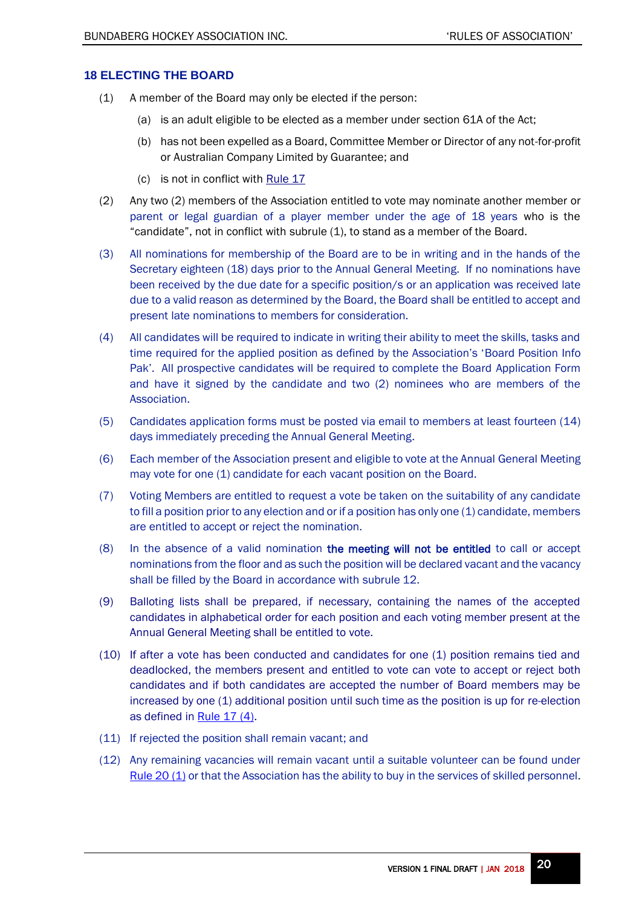## 18 ELECTING THE BOARD

(1) A member of the Board may only be elected if the person:

(a) is an adult eligible to be elected as a member under section 61A of the Act;

(b) has not been expelled as a Board, Committee Member or Director of any not-for-profit or Australian Company Limited by Guarantee; and

(c) is not in conflict with Rule 17

(2) Any two (2) members of the Association entitled to vote may nominate another member or parent or legal guardian of a player member under the age of 18 years who is the "candidate", not in conflict with subrule (1), to stand as a member of the Board.

(3) All nominations for membership of the Board are to be in writing and in the hands of the Secretary eighteen (18) days prior to the Annual General Meeting. If no nominations have been received by the due date for a specific position/s or an application was received late due to a valid reason as determined by the Board, the Board shall be entitled to accept and present late nominations to members for consideration.

(4) All candidates will be required to indicate in writing their ability to meet the skills, tasks and time required for the applied position as defined by the Association's 'Board Position Info Pak'. All prospective candidates will be required to complete the Board Application Form and have it signed by the candidate and two (2) nominees who are members of the Association.

(5) Candidates application forms must be posted via email to members at least fourteen (14) days immediately preceding the Annual General Meeting.

(6) Each member of the Association present and eligible to vote at the Annual General Meeting may vote for one (1) candidate for each vacant position on the Board.

(7) Voting Members are entitled to request a vote be taken on the suitability of any candidate to fill a position prior to any election and or if a position has only one (1) candidate, members are entitled to accept or reject the nomination.

(8) In the absence of a valid nomination **the meeting will not be entitled** to call or accept nominations from the floor and as such the position will be declared vacant and the vacancy shall be filled by the Board in accordance with subrule 12.

(9) Balloting lists shall be prepared, if necessary, containing the names of the accepted candidates in alphabetical order for each position and each voting member present at the Annual General Meeting shall be entitled to vote.

(10) If after a vote has been conducted and candidates for one (1) position remains tied and deadlocked, the members present and entitled to vote can vote to accept or reject both candidates and if both candidates are accepted the number of Board members may be increased by one (1) additional position until such time as the position is up for re-election as defined in Rule 17 (4).

(11) If rejected the position shall remain vacant; and

(12) Any remaining vacancies will remain vacant until a suitable volunteer can be found under Rule 20 (1) or that the Association has the ability to buy in the services of skilled personnel.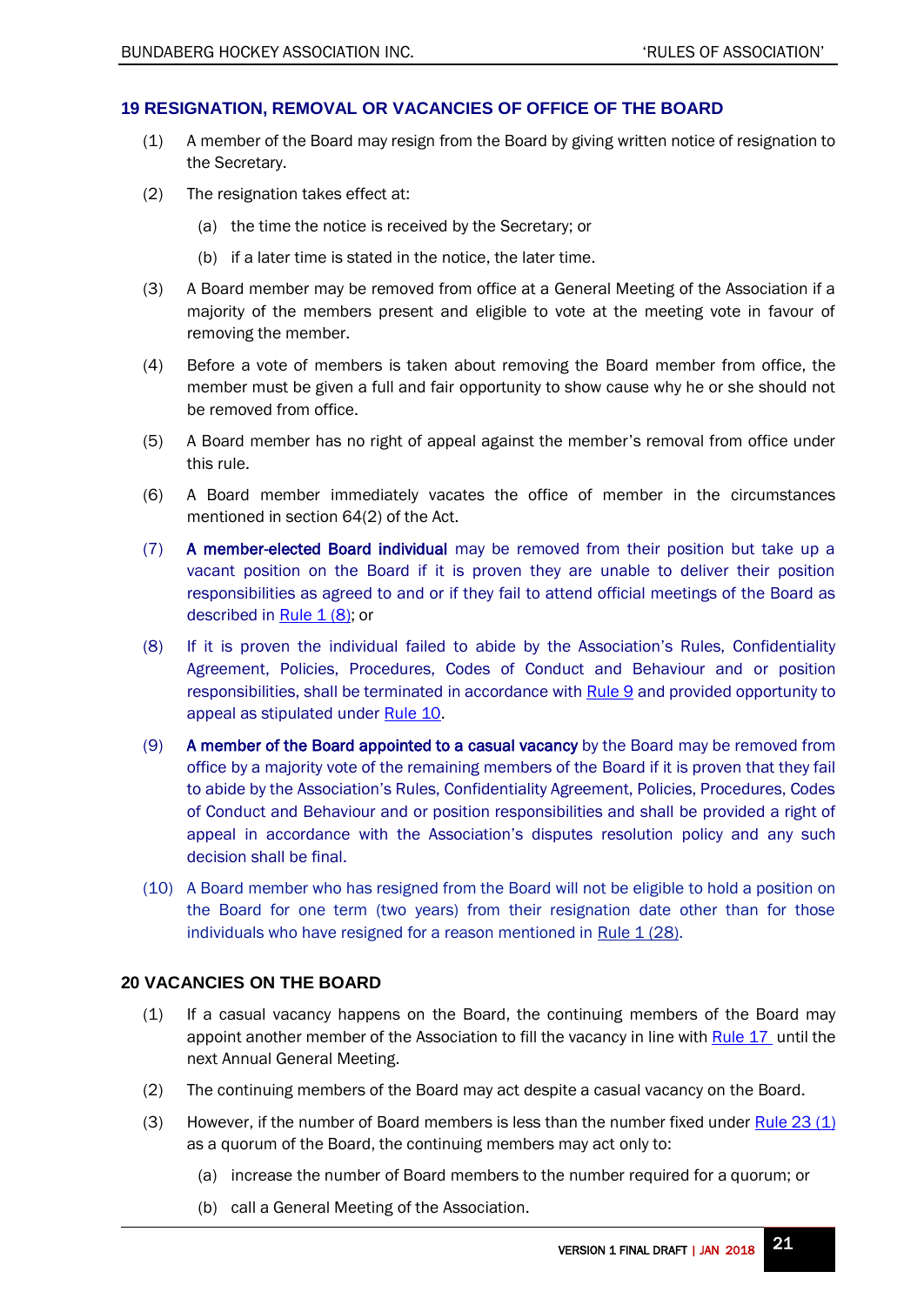## 19 RESIGNATION, REMOVAL OR VACANCIES OF OFFICE OF THE BOARD

(1) A member of the Board may resign from the Board by giving written notice of resignation to the Secretary.

(2) The resignation takes effect at:

(a) the time the notice is received by the Secretary; or

(b) if a later time is stated in the notice, the later time.

(3) A Board member may be removed from office at a General Meeting of the Association if a majority of the members present and eligible to vote at the meeting vote in favour of removing the member.

(4) Before a vote of members is taken about removing the Board member from office, the member must be given a full and fair opportunity to show cause why he or she should not be removed from office.

(5) A Board member has no right of appeal against the member's removal from office under this rule.

(6) A Board member immediately vacates the office of member in the circumstances mentioned in section 64(2) of the Act.

(7) **A member-elected Board individual** may be removed from their position but take up a vacant position on the Board if it is proven they are unable to deliver their position responsibilities as agreed to and or if they fail to attend official meetings of the Board as described in Rule 1 (8); or

(8) If it is proven the individual failed to abide by the Association's Rules, Confidentiality Agreement, Policies, Procedures, Codes of Conduct and Behaviour and or position responsibilities, shall be terminated in accordance with Rule 9 and provided opportunity to appeal as stipulated under Rule 10.

(9) **A member of the Board appointed to a casual vacancy** by the Board may be removed from office by a majority vote of the remaining members of the Board if it is proven that they fail to abide by the Association's Rules, Confidentiality Agreement, Policies, Procedures, Codes of Conduct and Behaviour and or position responsibilities and shall be provided a right of appeal in accordance with the Association's disputes resolution policy and any such decision shall be final.

(10) A Board member who has resigned from the Board will not be eligible to hold a position on the Board for one term (two years) from their resignation date other than for those individuals who have resigned for a reason mentioned in Rule 1 (28).

## 20 VACANCIES ON THE BOARD

(1) If a casual vacancy happens on the Board, the continuing members of the Board may appoint another member of the Association to fill the vacancy in line with Rule 17 until the next Annual General Meeting.

(2) The continuing members of the Board may act despite a casual vacancy on the Board.

(3) However, if the number of Board members is less than the number fixed under Rule 23 (1) as a quorum of the Board, the continuing members may act only to:

(a) increase the number of Board members to the number required for a quorum; or

(b) call a General Meeting of the Association.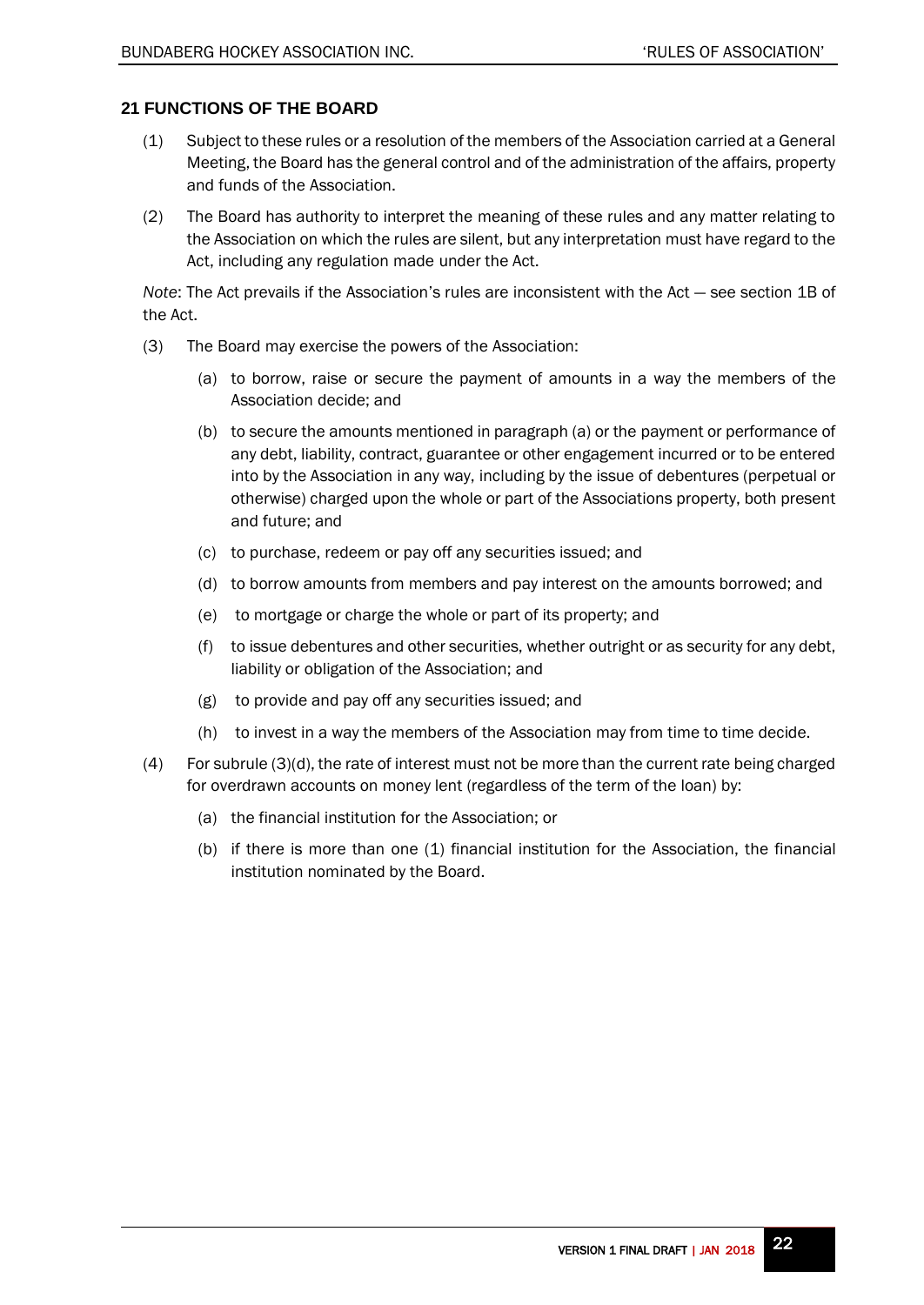## 21 FUNCTIONS OF THE BOARD

(1) Subject to these rules or a resolution of the members of the Association carried at a General Meeting, the Board has the general control and of the administration of the affairs, property and funds of the Association.

(2) The Board has authority to interpret the meaning of these rules and any matter relating to the Association on which the rules are silent, but any interpretation must have regard to the Act, including any regulation made under the Act.

*Note*: The Act prevails if the Association's rules are inconsistent with the Act — see section 1B of the Act.

(3) The Board may exercise the powers of the Association:

(a) to borrow, raise or secure the payment of amounts in a way the members of the Association decide; and

(b) to secure the amounts mentioned in paragraph (a) or the payment or performance of any debt, liability, contract, guarantee or other engagement incurred or to be entered into by the Association in any way, including by the issue of debentures (perpetual or otherwise) charged upon the whole or part of the Associations property, both present and future; and

(c) to purchase, redeem or pay off any securities issued; and

(d) to borrow amounts from members and pay interest on the amounts borrowed; and

(e) to mortgage or charge the whole or part of its property; and

(f) to issue debentures and other securities, whether outright or as security for any debt, liability or obligation of the Association; and

(g) to provide and pay off any securities issued; and

(h) to invest in a way the members of the Association may from time to time decide.

(4) For subrule (3)(d), the rate of interest must not be more than the current rate being charged for overdrawn accounts on money lent (regardless of the term of the loan) by:

(a) the financial institution for the Association; or

(b) if there is more than one (1) financial institution for the Association, the financial institution nominated by the Board.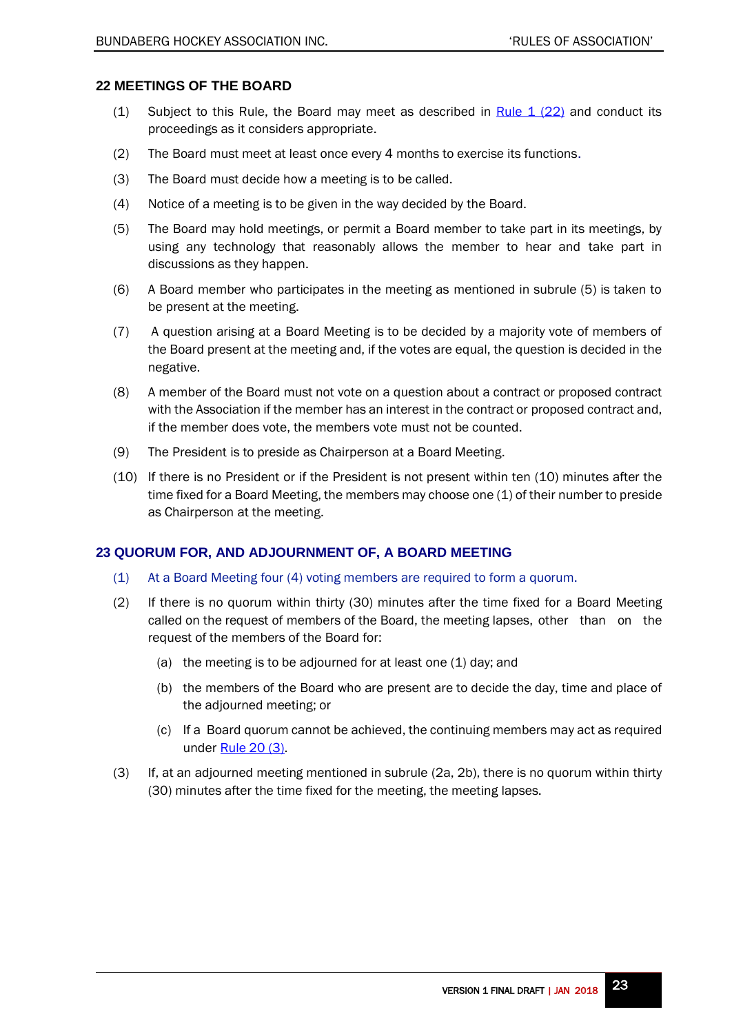## 22 MEETINGS OF THE BOARD

(1) Subject to this Rule, the Board may meet as described in Rule 1 (22) and conduct its proceedings as it considers appropriate.

(2) The Board must meet at least once every 4 months to exercise its functions.

(3) The Board must decide how a meeting is to be called.

(4) Notice of a meeting is to be given in the way decided by the Board.

(5) The Board may hold meetings, or permit a Board member to take part in its meetings, by using any technology that reasonably allows the member to hear and take part in discussions as they happen.

(6) A Board member who participates in the meeting as mentioned in subrule (5) is taken to be present at the meeting.

(7) A question arising at a Board Meeting is to be decided by a majority vote of members of the Board present at the meeting and, if the votes are equal, the question is decided in the negative.

(8) A member of the Board must not vote on a question about a contract or proposed contract with the Association if the member has an interest in the contract or proposed contract and, if the member does vote, the members vote must not be counted.

(9) The President is to preside as Chairperson at a Board Meeting.

(10) If there is no President or if the President is not present within ten (10) minutes after the time fixed for a Board Meeting, the members may choose one (1) of their number to preside as Chairperson at the meeting.

## 23 QUORUM FOR, AND ADJOURNMENT OF, A BOARD MEETING

(1) At a Board Meeting four (4) voting members are required to form a quorum.

(2) If there is no quorum within thirty (30) minutes after the time fixed for a Board Meeting called on the request of members of the Board, the meeting lapses, other than on the request of the members of the Board for:

- (a) the meeting is to be adjourned for at least one (1) day; and
- (b) the members of the Board who are present are to decide the day, time and place of the adjourned meeting; or
- (c) If a Board quorum cannot be achieved, the continuing members may act as required under Rule 20 (3).

(3) If, at an adjourned meeting mentioned in subrule (2a, 2b), there is no quorum within thirty (30) minutes after the time fixed for the meeting, the meeting lapses.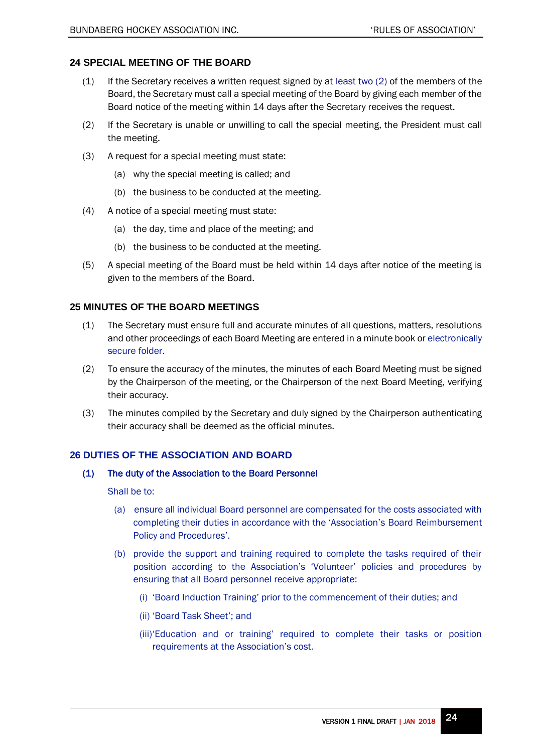## 24 SPECIAL MEETING OF THE BOARD

(1) If the Secretary receives a written request signed by at least two (2) of the members of the Board, the Secretary must call a special meeting of the Board by giving each member of the Board notice of the meeting within 14 days after the Secretary receives the request.

(2) If the Secretary is unable or unwilling to call the special meeting, the President must call the meeting.

(3) A request for a special meeting must state:

   (a) why the special meeting is called; and

   (b) the business to be conducted at the meeting.

(4) A notice of a special meeting must state:

   (a) the day, time and place of the meeting; and

   (b) the business to be conducted at the meeting.

(5) A special meeting of the Board must be held within 14 days after notice of the meeting is given to the members of the Board.

## 25 MINUTES OF THE BOARD MEETINGS

(1) The Secretary must ensure full and accurate minutes of all questions, matters, resolutions and other proceedings of each Board Meeting are entered in a minute book or electronically secure folder.

(2) To ensure the accuracy of the minutes, the minutes of each Board Meeting must be signed by the Chairperson of the meeting, or the Chairperson of the next Board Meeting, verifying their accuracy.

(3) The minutes compiled by the Secretary and duly signed by the Chairperson authenticating their accuracy shall be deemed as the official minutes.

## 26 DUTIES OF THE ASSOCIATION AND BOARD

**(1) The duty of the Association to the Board Personnel**

Shall be to:

   (a) ensure all individual Board personnel are compensated for the costs associated with completing their duties in accordance with the 'Association's Board Reimbursement Policy and Procedures'.

   (b) provide the support and training required to complete the tasks required of their position according to the Association's 'Volunteer' policies and procedures by ensuring that all Board personnel receive appropriate:

      (i) 'Board Induction Training' prior to the commencement of their duties; and

      (ii) 'Board Task Sheet'; and

      (iii) 'Education and or training' required to complete their tasks or position requirements at the Association's cost.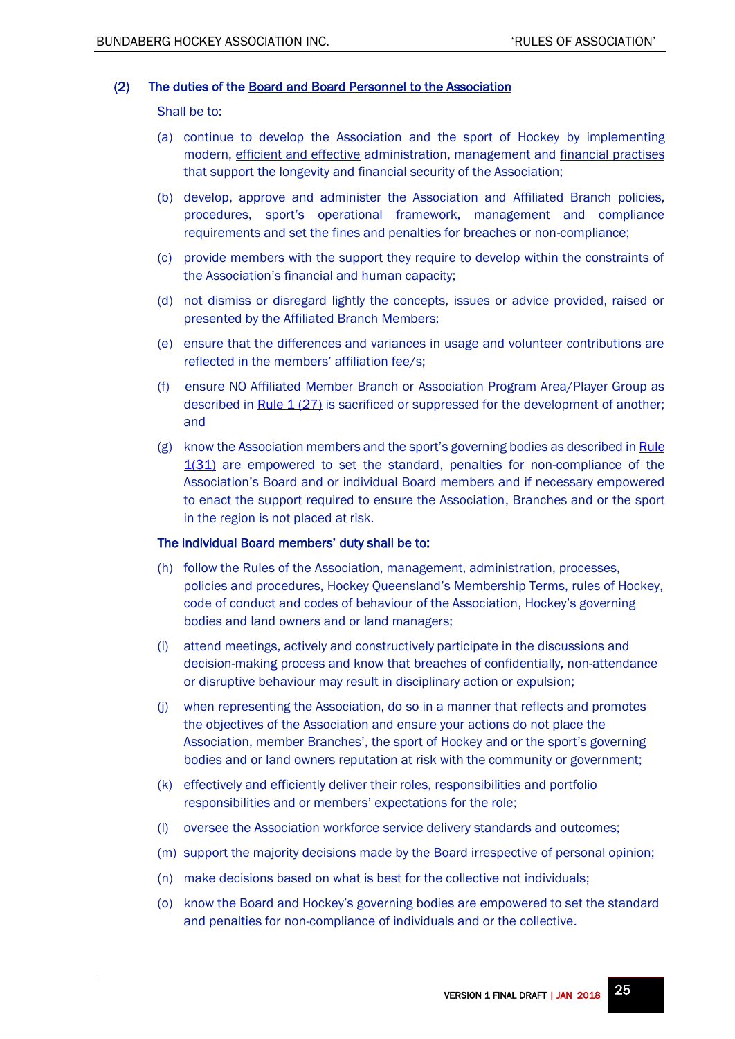(2) **The duties of the Board and Board Personnel to the Association**

Shall be to:

(a) continue to develop the Association and the sport of Hockey by implementing modern, efficient and effective administration, management and financial practises that support the longevity and financial security of the Association;

(b) develop, approve and administer the Association and Affiliated Branch policies, procedures, sport's operational framework, management and compliance requirements and set the fines and penalties for breaches or non-compliance;

(c) provide members with the support they require to develop within the constraints of the Association's financial and human capacity;

(d) not dismiss or disregard lightly the concepts, issues or advice provided, raised or presented by the Affiliated Branch Members;

(e) ensure that the differences and variances in usage and volunteer contributions are reflected in the members' affiliation fee/s;

(f) ensure NO Affiliated Member Branch or Association Program Area/Player Group as described in Rule 1 (27) is sacrificed or suppressed for the development of another; and

(g) know the Association members and the sport's governing bodies as described in Rule 1(31) are empowered to set the standard, penalties for non-compliance of the Association's Board and or individual Board members and if necessary empowered to enact the support required to ensure the Association, Branches and or the sport in the region is not placed at risk.

**The individual Board members' duty shall be to:**

(h) follow the Rules of the Association, management, administration, processes, policies and procedures, Hockey Queensland's Membership Terms, rules of Hockey, code of conduct and codes of behaviour of the Association, Hockey's governing bodies and land owners and or land managers;

(i) attend meetings, actively and constructively participate in the discussions and decision-making process and know that breaches of confidentially, non-attendance or disruptive behaviour may result in disciplinary action or expulsion;

(j) when representing the Association, do so in a manner that reflects and promotes the objectives of the Association and ensure your actions do not place the Association, member Branches', the sport of Hockey and or the sport's governing bodies and or land owners reputation at risk with the community or government;

(k) effectively and efficiently deliver their roles, responsibilities and portfolio responsibilities and or members' expectations for the role;

(l) oversee the Association workforce service delivery standards and outcomes;

(m) support the majority decisions made by the Board irrespective of personal opinion;

(n) make decisions based on what is best for the collective not individuals;

(o) know the Board and Hockey's governing bodies are empowered to set the standard and penalties for non-compliance of individuals and or the collective.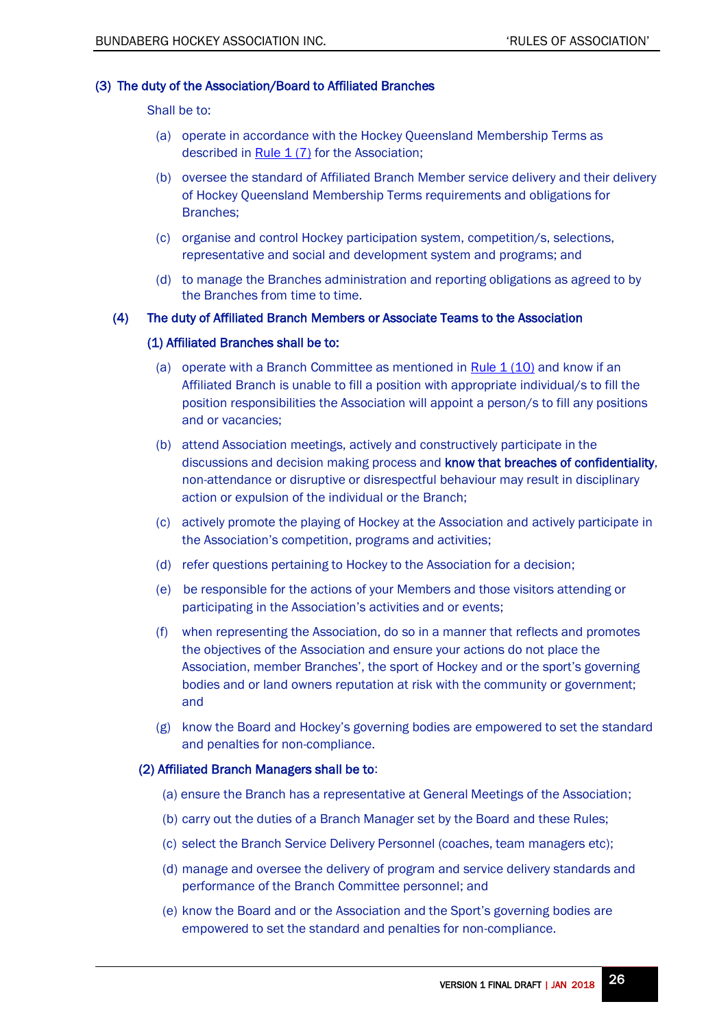### (3) The duty of the Association/Board to Affiliated Branches

Shall be to:

(a) operate in accordance with the Hockey Queensland Membership Terms as described in Rule 1 (7) for the Association;

(b) oversee the standard of Affiliated Branch Member service delivery and their delivery of Hockey Queensland Membership Terms requirements and obligations for Branches;

(c) organise and control Hockey participation system, competition/s, selections, representative and social and development system and programs; and

(d) to manage the Branches administration and reporting obligations as agreed to by the Branches from time to time.

### (4) The duty of Affiliated Branch Members or Associate Teams to the Association

#### (1) Affiliated Branches shall be to:

(a) operate with a Branch Committee as mentioned in Rule 1 (10) and know if an Affiliated Branch is unable to fill a position with appropriate individual/s to fill the position responsibilities the Association will appoint a person/s to fill any positions and or vacancies;

(b) attend Association meetings, actively and constructively participate in the discussions and decision making process and **know that breaches of confidentiality**, non-attendance or disruptive or disrespectful behaviour may result in disciplinary action or expulsion of the individual or the Branch;

(c) actively promote the playing of Hockey at the Association and actively participate in the Association's competition, programs and activities;

(d) refer questions pertaining to Hockey to the Association for a decision;

(e) be responsible for the actions of your Members and those visitors attending or participating in the Association's activities and or events;

(f) when representing the Association, do so in a manner that reflects and promotes the objectives of the Association and ensure your actions do not place the Association, member Branches', the sport of Hockey and or the sport's governing bodies and or land owners reputation at risk with the community or government; and

(g) know the Board and Hockey's governing bodies are empowered to set the standard and penalties for non-compliance.

#### (2) Affiliated Branch Managers shall be to:

(a) ensure the Branch has a representative at General Meetings of the Association;

(b) carry out the duties of a Branch Manager set by the Board and these Rules;

(c) select the Branch Service Delivery Personnel (coaches, team managers etc);

(d) manage and oversee the delivery of program and service delivery standards and performance of the Branch Committee personnel; and

(e) know the Board and or the Association and the Sport's governing bodies are empowered to set the standard and penalties for non-compliance.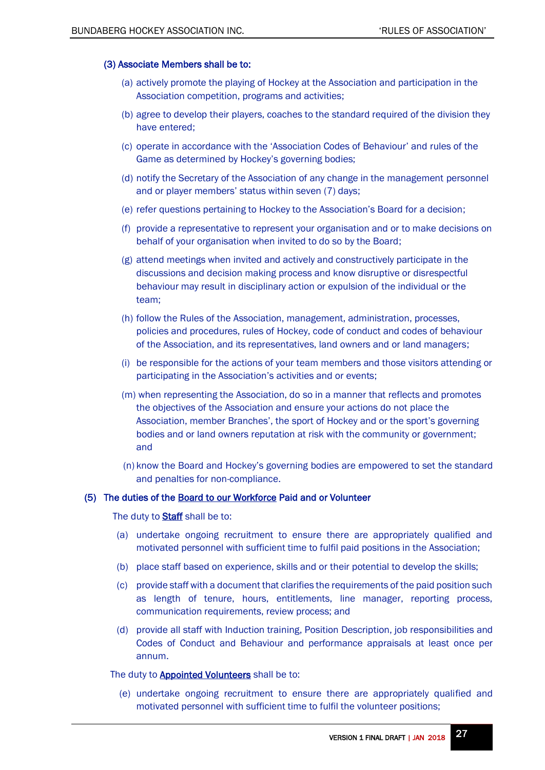**(3) Associate Members shall be to:**

(a) actively promote the playing of Hockey at the Association and participation in the Association competition, programs and activities;

(b) agree to develop their players, coaches to the standard required of the division they have entered;

(c) operate in accordance with the 'Association Codes of Behaviour' and rules of the Game as determined by Hockey's governing bodies;

(d) notify the Secretary of the Association of any change in the management personnel and or player members' status within seven (7) days;

(e) refer questions pertaining to Hockey to the Association's Board for a decision;

(f) provide a representative to represent your organisation and or to make decisions on behalf of your organisation when invited to do so by the Board;

(g) attend meetings when invited and actively and constructively participate in the discussions and decision making process and know disruptive or disrespectful behaviour may result in disciplinary action or expulsion of the individual or the team;

(h) follow the Rules of the Association, management, administration, processes, policies and procedures, rules of Hockey, code of conduct and codes of behaviour of the Association, and its representatives, land owners and or land managers;

(i) be responsible for the actions of your team members and those visitors attending or participating in the Association's activities and or events;

(m) when representing the Association, do so in a manner that reflects and promotes the objectives of the Association and ensure your actions do not place the Association, member Branches', the sport of Hockey and or the sport's governing bodies and or land owners reputation at risk with the community or government; and

(n) know the Board and Hockey's governing bodies are empowered to set the standard and penalties for non-compliance.

**(5) The duties of the Board to our Workforce Paid and or Volunteer**

The duty to **Staff** shall be to:

(a) undertake ongoing recruitment to ensure there are appropriately qualified and motivated personnel with sufficient time to fulfil paid positions in the Association;

(b) place staff based on experience, skills and or their potential to develop the skills;

(c) provide staff with a document that clarifies the requirements of the paid position such as length of tenure, hours, entitlements, line manager, reporting process, communication requirements, review process; and

(d) provide all staff with Induction training, Position Description, job responsibilities and Codes of Conduct and Behaviour and performance appraisals at least once per annum.

The duty to **Appointed Volunteers** shall be to:

(e) undertake ongoing recruitment to ensure there are appropriately qualified and motivated personnel with sufficient time to fulfil the volunteer positions;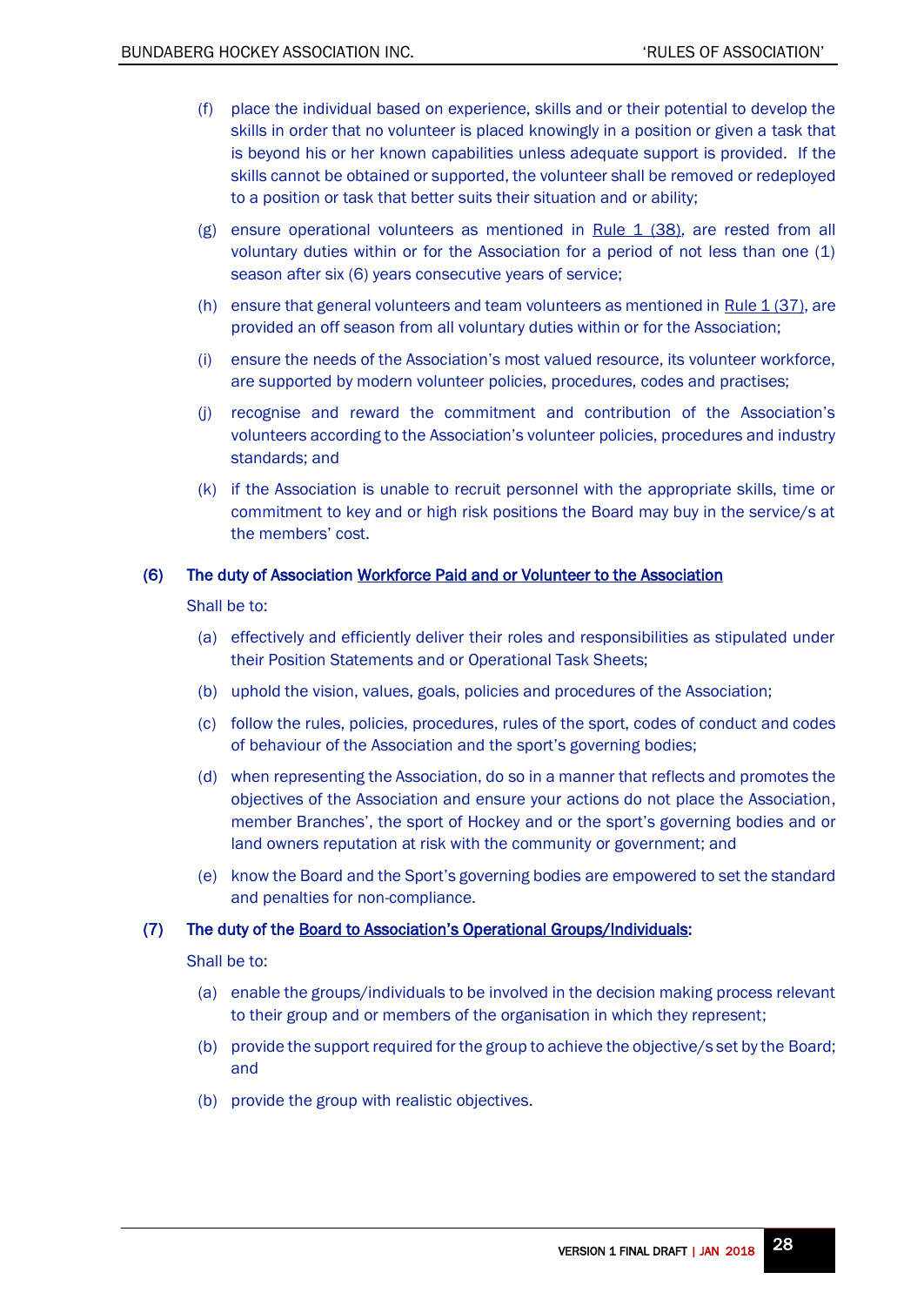(f) place the individual based on experience, skills and or their potential to develop the skills in order that no volunteer is placed knowingly in a position or given a task that is beyond his or her known capabilities unless adequate support is provided. If the skills cannot be obtained or supported, the volunteer shall be removed or redeployed to a position or task that better suits their situation and or ability;

(g) ensure operational volunteers as mentioned in Rule 1 (38), are rested from all voluntary duties within or for the Association for a period of not less than one (1) season after six (6) years consecutive years of service;

(h) ensure that general volunteers and team volunteers as mentioned in Rule 1 (37), are provided an off season from all voluntary duties within or for the Association;

(i) ensure the needs of the Association's most valued resource, its volunteer workforce, are supported by modern volunteer policies, procedures, codes and practises;

(j) recognise and reward the commitment and contribution of the Association's volunteers according to the Association's volunteer policies, procedures and industry standards; and

(k) if the Association is unable to recruit personnel with the appropriate skills, time or commitment to key and or high risk positions the Board may buy in the service/s at the members' cost.

**(6) The duty of Association Workforce Paid and or Volunteer to the Association**

Shall be to:

(a) effectively and efficiently deliver their roles and responsibilities as stipulated under their Position Statements and or Operational Task Sheets;

(b) uphold the vision, values, goals, policies and procedures of the Association;

(c) follow the rules, policies, procedures, rules of the sport, codes of conduct and codes of behaviour of the Association and the sport's governing bodies;

(d) when representing the Association, do so in a manner that reflects and promotes the objectives of the Association and ensure your actions do not place the Association, member Branches', the sport of Hockey and or the sport's governing bodies and or land owners reputation at risk with the community or government; and

(e) know the Board and the Sport's governing bodies are empowered to set the standard and penalties for non-compliance.

**(7) The duty of the Board to Association's Operational Groups/Individuals:**

Shall be to:

(a) enable the groups/individuals to be involved in the decision making process relevant to their group and or members of the organisation in which they represent;

(b) provide the support required for the group to achieve the objective/s set by the Board; and

(b) provide the group with realistic objectives.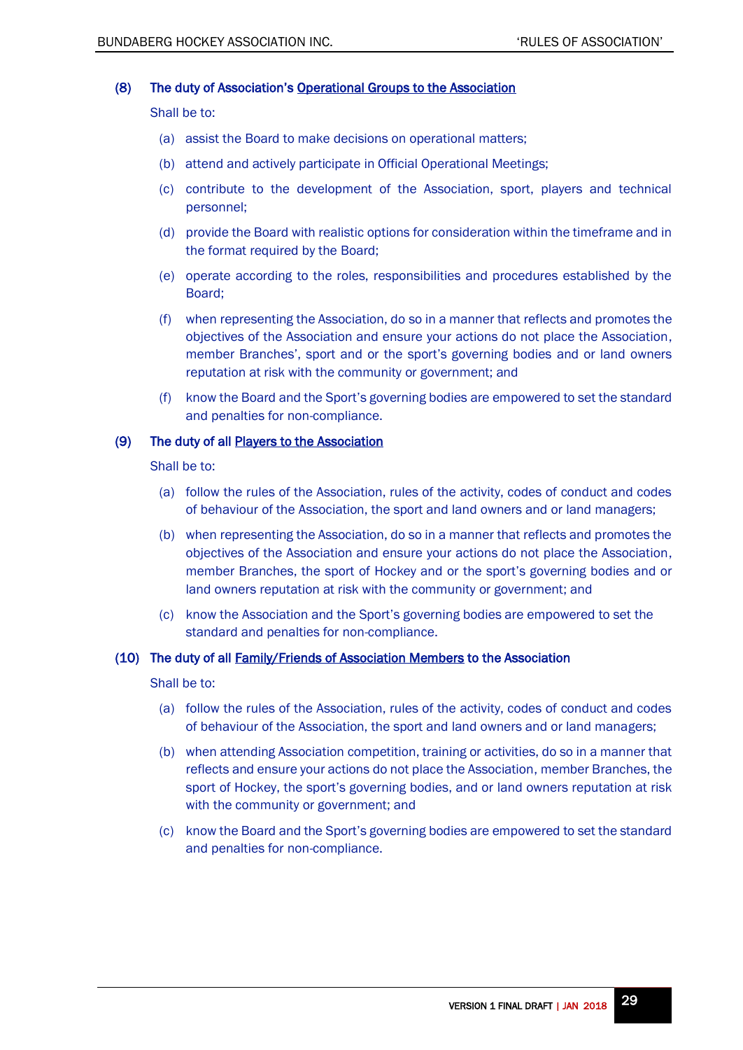**(8) The duty of Association's <u>Operational Groups to the Association</u>**

Shall be to:

(a) assist the Board to make decisions on operational matters;

(b) attend and actively participate in Official Operational Meetings;

(c) contribute to the development of the Association, sport, players and technical personnel;

(d) provide the Board with realistic options for consideration within the timeframe and in the format required by the Board;

(e) operate according to the roles, responsibilities and procedures established by the Board;

(f) when representing the Association, do so in a manner that reflects and promotes the objectives of the Association and ensure your actions do not place the Association, member Branches', sport and or the sport's governing bodies and or land owners reputation at risk with the community or government; and

(f) know the Board and the Sport's governing bodies are empowered to set the standard and penalties for non-compliance.

**(9) The duty of all <u>Players to the Association</u>**

Shall be to:

(a) follow the rules of the Association, rules of the activity, codes of conduct and codes of behaviour of the Association, the sport and land owners and or land managers;

(b) when representing the Association, do so in a manner that reflects and promotes the objectives of the Association and ensure your actions do not place the Association, member Branches, the sport of Hockey and or the sport's governing bodies and or land owners reputation at risk with the community or government; and

(c) know the Association and the Sport's governing bodies are empowered to set the standard and penalties for non-compliance.

**(10) The duty of all <u>Family/Friends of Association Members</u> to the Association**

Shall be to:

(a) follow the rules of the Association, rules of the activity, codes of conduct and codes of behaviour of the Association, the sport and land owners and or land managers;

(b) when attending Association competition, training or activities, do so in a manner that reflects and ensure your actions do not place the Association, member Branches, the sport of Hockey, the sport's governing bodies, and or land owners reputation at risk with the community or government; and

(c) know the Board and the Sport's governing bodies are empowered to set the standard and penalties for non-compliance.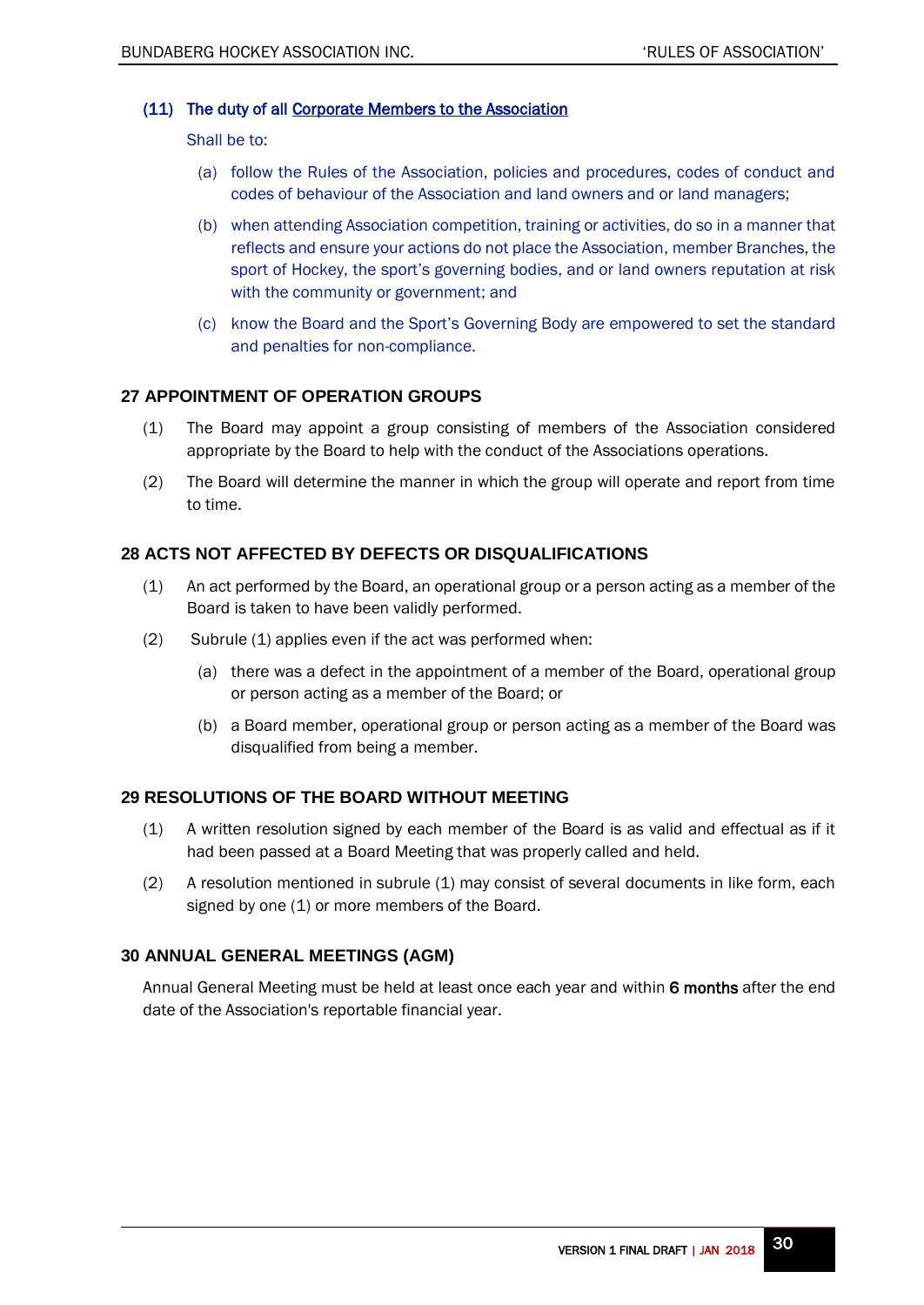**(11) The duty of all Corporate Members to the Association**

Shall be to:

(a) follow the Rules of the Association, policies and procedures, codes of conduct and codes of behaviour of the Association and land owners and or land managers;

(b) when attending Association competition, training or activities, do so in a manner that reflects and ensure your actions do not place the Association, member Branches, the sport of Hockey, the sport's governing bodies, and or land owners reputation at risk with the community or government; and

(c) know the Board and the Sport's Governing Body are empowered to set the standard and penalties for non-compliance.

## 27 APPOINTMENT OF OPERATION GROUPS

(1) The Board may appoint a group consisting of members of the Association considered appropriate by the Board to help with the conduct of the Associations operations.

(2) The Board will determine the manner in which the group will operate and report from time to time.

## 28 ACTS NOT AFFECTED BY DEFECTS OR DISQUALIFICATIONS

(1) An act performed by the Board, an operational group or a person acting as a member of the Board is taken to have been validly performed.

(2) Subrule (1) applies even if the act was performed when:

(a) there was a defect in the appointment of a member of the Board, operational group or person acting as a member of the Board; or

(b) a Board member, operational group or person acting as a member of the Board was disqualified from being a member.

## 29 RESOLUTIONS OF THE BOARD WITHOUT MEETING

(1) A written resolution signed by each member of the Board is as valid and effectual as if it had been passed at a Board Meeting that was properly called and held.

(2) A resolution mentioned in subrule (1) may consist of several documents in like form, each signed by one (1) or more members of the Board.

## 30 ANNUAL GENERAL MEETINGS (AGM)

Annual General Meeting must be held at least once each year and within **6 months** after the end date of the Association's reportable financial year.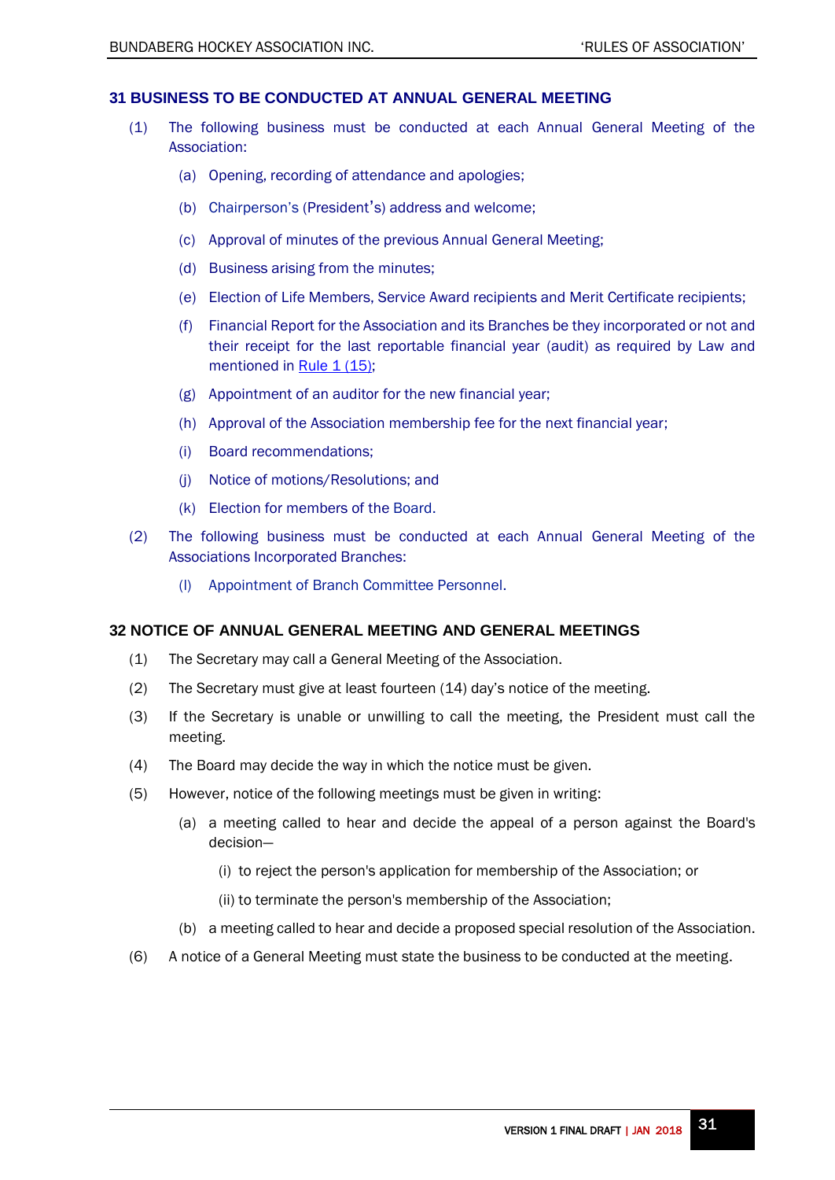## 31 BUSINESS TO BE CONDUCTED AT ANNUAL GENERAL MEETING

(1) The following business must be conducted at each Annual General Meeting of the Association:

  (a) Opening, recording of attendance and apologies;

  (b) Chairperson's (President's) address and welcome;

  (c) Approval of minutes of the previous Annual General Meeting;

  (d) Business arising from the minutes;

  (e) Election of Life Members, Service Award recipients and Merit Certificate recipients;

  (f) Financial Report for the Association and its Branches be they incorporated or not and their receipt for the last reportable financial year (audit) as required by Law and mentioned in Rule 1 (15);

  (g) Appointment of an auditor for the new financial year;

  (h) Approval of the Association membership fee for the next financial year;

  (i) Board recommendations;

  (j) Notice of motions/Resolutions; and

  (k) Election for members of the Board.

(2) The following business must be conducted at each Annual General Meeting of the Associations Incorporated Branches:

  (l) Appointment of Branch Committee Personnel.

## 32 NOTICE OF ANNUAL GENERAL MEETING AND GENERAL MEETINGS

(1) The Secretary may call a General Meeting of the Association.

(2) The Secretary must give at least fourteen (14) day's notice of the meeting.

(3) If the Secretary is unable or unwilling to call the meeting, the President must call the meeting.

(4) The Board may decide the way in which the notice must be given.

(5) However, notice of the following meetings must be given in writing:

  (a) a meeting called to hear and decide the appeal of a person against the Board's decision—

    (i) to reject the person's application for membership of the Association; or

    (ii) to terminate the person's membership of the Association;

  (b) a meeting called to hear and decide a proposed special resolution of the Association.

(6) A notice of a General Meeting must state the business to be conducted at the meeting.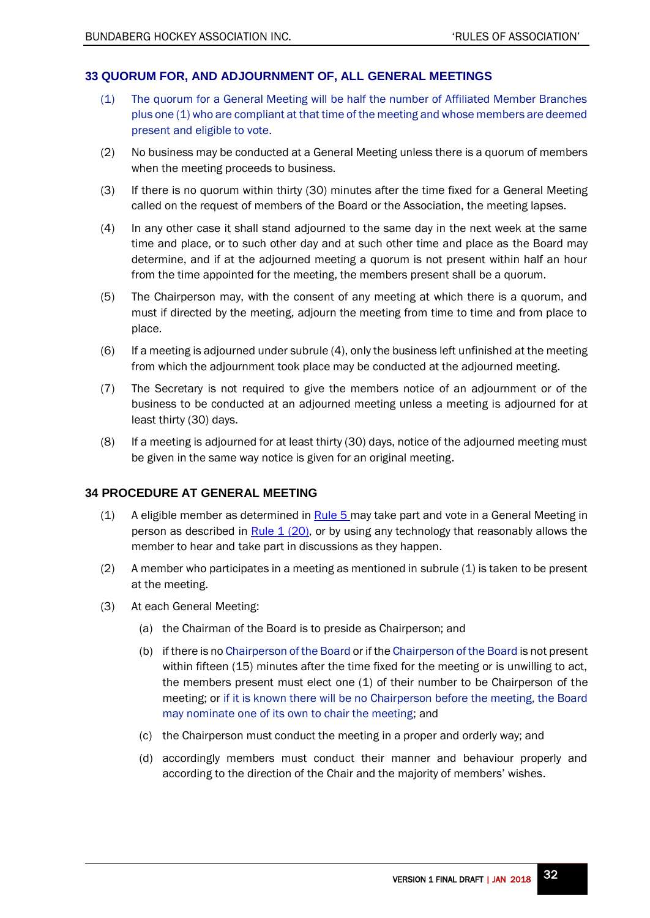## 33 QUORUM FOR, AND ADJOURNMENT OF, ALL GENERAL MEETINGS

(1) The quorum for a General Meeting will be half the number of Affiliated Member Branches plus one (1) who are compliant at that time of the meeting and whose members are deemed present and eligible to vote.

(2) No business may be conducted at a General Meeting unless there is a quorum of members when the meeting proceeds to business.

(3) If there is no quorum within thirty (30) minutes after the time fixed for a General Meeting called on the request of members of the Board or the Association, the meeting lapses.

(4) In any other case it shall stand adjourned to the same day in the next week at the same time and place, or to such other day and at such other time and place as the Board may determine, and if at the adjourned meeting a quorum is not present within half an hour from the time appointed for the meeting, the members present shall be a quorum.

(5) The Chairperson may, with the consent of any meeting at which there is a quorum, and must if directed by the meeting, adjourn the meeting from time to time and from place to place.

(6) If a meeting is adjourned under subrule (4), only the business left unfinished at the meeting from which the adjournment took place may be conducted at the adjourned meeting.

(7) The Secretary is not required to give the members notice of an adjournment or of the business to be conducted at an adjourned meeting unless a meeting is adjourned for at least thirty (30) days.

(8) If a meeting is adjourned for at least thirty (30) days, notice of the adjourned meeting must be given in the same way notice is given for an original meeting.

## 34 PROCEDURE AT GENERAL MEETING

(1) A eligible member as determined in Rule 5 may take part and vote in a General Meeting in person as described in Rule 1 (20), or by using any technology that reasonably allows the member to hear and take part in discussions as they happen.

(2) A member who participates in a meeting as mentioned in subrule (1) is taken to be present at the meeting.

(3) At each General Meeting:

(a) the Chairman of the Board is to preside as Chairperson; and

(b) if there is no Chairperson of the Board or if the Chairperson of the Board is not present within fifteen (15) minutes after the time fixed for the meeting or is unwilling to act, the members present must elect one (1) of their number to be Chairperson of the meeting; or if it is known there will be no Chairperson before the meeting, the Board may nominate one of its own to chair the meeting; and

(c) the Chairperson must conduct the meeting in a proper and orderly way; and

(d) accordingly members must conduct their manner and behaviour properly and according to the direction of the Chair and the majority of members' wishes.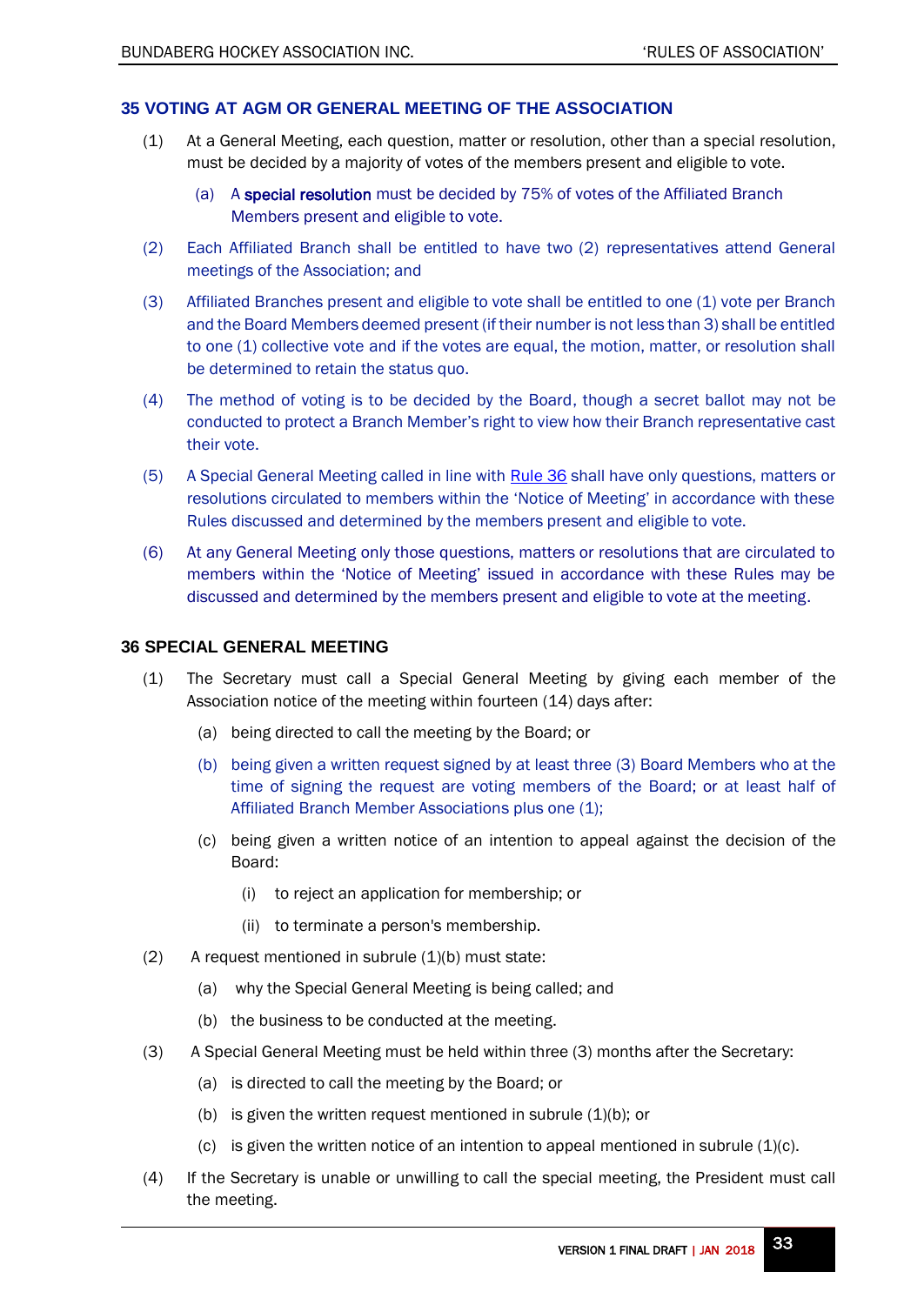## 35 VOTING AT AGM OR GENERAL MEETING OF THE ASSOCIATION

(1) At a General Meeting, each question, matter or resolution, other than a special resolution, must be decided by a majority of votes of the members present and eligible to vote.

   (a) A **special resolution** must be decided by 75% of votes of the Affiliated Branch Members present and eligible to vote.

(2) Each Affiliated Branch shall be entitled to have two (2) representatives attend General meetings of the Association; and

(3) Affiliated Branches present and eligible to vote shall be entitled to one (1) vote per Branch and the Board Members deemed present (if their number is not less than 3) shall be entitled to one (1) collective vote and if the votes are equal, the motion, matter, or resolution shall be determined to retain the status quo.

(4) The method of voting is to be decided by the Board, though a secret ballot may not be conducted to protect a Branch Member's right to view how their Branch representative cast their vote.

(5) A Special General Meeting called in line with Rule 36 shall have only questions, matters or resolutions circulated to members within the 'Notice of Meeting' in accordance with these Rules discussed and determined by the members present and eligible to vote.

(6) At any General Meeting only those questions, matters or resolutions that are circulated to members within the 'Notice of Meeting' issued in accordance with these Rules may be discussed and determined by the members present and eligible to vote at the meeting.

## 36 SPECIAL GENERAL MEETING

(1) The Secretary must call a Special General Meeting by giving each member of the Association notice of the meeting within fourteen (14) days after:

   (a) being directed to call the meeting by the Board; or

   (b) being given a written request signed by at least three (3) Board Members who at the time of signing the request are voting members of the Board; or at least half of Affiliated Branch Member Associations plus one (1);

   (c) being given a written notice of an intention to appeal against the decision of the Board:

      (i) to reject an application for membership; or

      (ii) to terminate a person's membership.

(2) A request mentioned in subrule (1)(b) must state:

   (a) why the Special General Meeting is being called; and

   (b) the business to be conducted at the meeting.

(3) A Special General Meeting must be held within three (3) months after the Secretary:

   (a) is directed to call the meeting by the Board; or

   (b) is given the written request mentioned in subrule (1)(b); or

   (c) is given the written notice of an intention to appeal mentioned in subrule (1)(c).

(4) If the Secretary is unable or unwilling to call the special meeting, the President must call the meeting.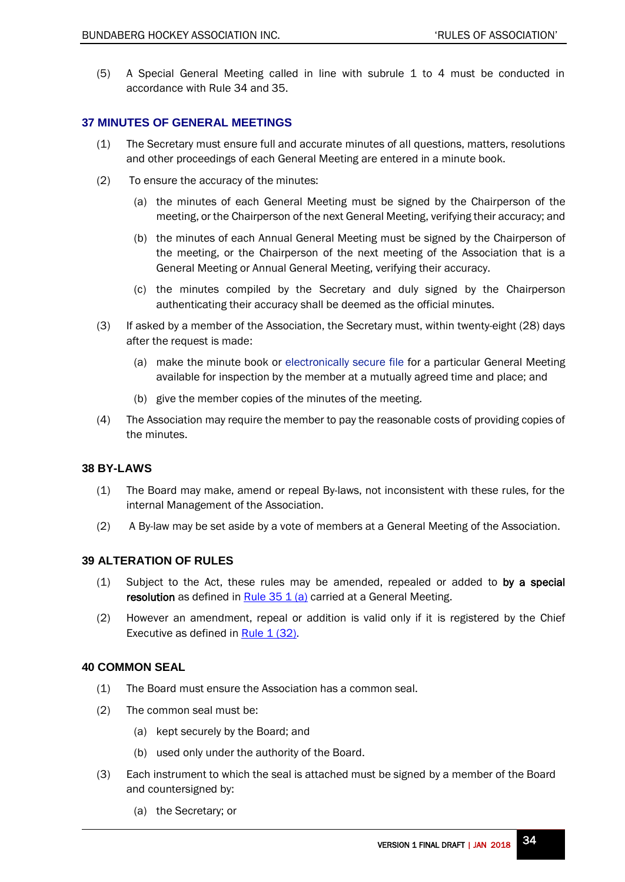(5) A Special General Meeting called in line with subrule 1 to 4 must be conducted in accordance with Rule 34 and 35.

## 37 MINUTES OF GENERAL MEETINGS

(1) The Secretary must ensure full and accurate minutes of all questions, matters, resolutions and other proceedings of each General Meeting are entered in a minute book.

(2) To ensure the accuracy of the minutes:

(a) the minutes of each General Meeting must be signed by the Chairperson of the meeting, or the Chairperson of the next General Meeting, verifying their accuracy; and

(b) the minutes of each Annual General Meeting must be signed by the Chairperson of the meeting, or the Chairperson of the next meeting of the Association that is a General Meeting or Annual General Meeting, verifying their accuracy.

(c) the minutes compiled by the Secretary and duly signed by the Chairperson authenticating their accuracy shall be deemed as the official minutes.

(3) If asked by a member of the Association, the Secretary must, within twenty-eight (28) days after the request is made:

(a) make the minute book or electronically secure file for a particular General Meeting available for inspection by the member at a mutually agreed time and place; and

(b) give the member copies of the minutes of the meeting.

(4) The Association may require the member to pay the reasonable costs of providing copies of the minutes.

## 38 BY-LAWS

(1) The Board may make, amend or repeal By-laws, not inconsistent with these rules, for the internal Management of the Association.

(2) A By-law may be set aside by a vote of members at a General Meeting of the Association.

## 39 ALTERATION OF RULES

(1) Subject to the Act, these rules may be amended, repealed or added to **by a special resolution** as defined in Rule 35 1 (a) carried at a General Meeting.

(2) However an amendment, repeal or addition is valid only if it is registered by the Chief Executive as defined in Rule 1 (32).

## 40 COMMON SEAL

(1) The Board must ensure the Association has a common seal.

(2) The common seal must be:

(a) kept securely by the Board; and

(b) used only under the authority of the Board.

(3) Each instrument to which the seal is attached must be signed by a member of the Board and countersigned by:

(a) the Secretary; or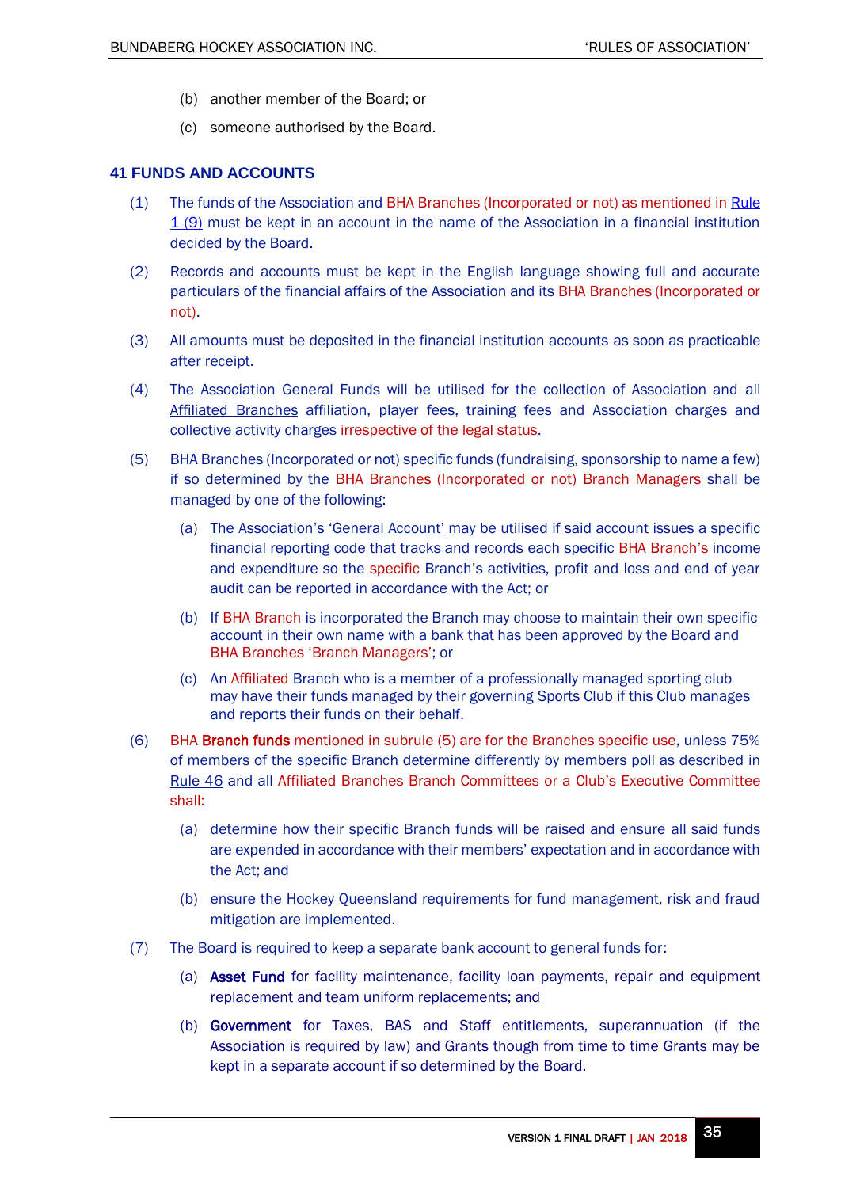(b) another member of the Board; or

(c) someone authorised by the Board.

## 41 FUNDS AND ACCOUNTS

(1) The funds of the Association and BHA Branches (Incorporated or not) as mentioned in Rule 1 (9) must be kept in an account in the name of the Association in a financial institution decided by the Board.

(2) Records and accounts must be kept in the English language showing full and accurate particulars of the financial affairs of the Association and its BHA Branches (Incorporated or not).

(3) All amounts must be deposited in the financial institution accounts as soon as practicable after receipt.

(4) The Association General Funds will be utilised for the collection of Association and all Affiliated Branches affiliation, player fees, training fees and Association charges and collective activity charges irrespective of the legal status.

(5) BHA Branches (Incorporated or not) specific funds (fundraising, sponsorship to name a few) if so determined by the BHA Branches (Incorporated or not) Branch Managers shall be managed by one of the following:

(a) The Association's 'General Account' may be utilised if said account issues a specific financial reporting code that tracks and records each specific BHA Branch's income and expenditure so the specific Branch's activities, profit and loss and end of year audit can be reported in accordance with the Act; or

(b) If BHA Branch is incorporated the Branch may choose to maintain their own specific account in their own name with a bank that has been approved by the Board and BHA Branches 'Branch Managers'; or

(c) An Affiliated Branch who is a member of a professionally managed sporting club may have their funds managed by their governing Sports Club if this Club manages and reports their funds on their behalf.

(6) BHA **Branch funds** mentioned in subrule (5) are for the Branches specific use, unless 75% of members of the specific Branch determine differently by members poll as described in Rule 46 and all Affiliated Branches Branch Committees or a Club's Executive Committee shall:

(a) determine how their specific Branch funds will be raised and ensure all said funds are expended in accordance with their members' expectation and in accordance with the Act; and

(b) ensure the Hockey Queensland requirements for fund management, risk and fraud mitigation are implemented.

(7) The Board is required to keep a separate bank account to general funds for:

(a) **Asset Fund** for facility maintenance, facility loan payments, repair and equipment replacement and team uniform replacements; and

(b) **Government** for Taxes, BAS and Staff entitlements, superannuation (if the Association is required by law) and Grants though from time to time Grants may be kept in a separate account if so determined by the Board.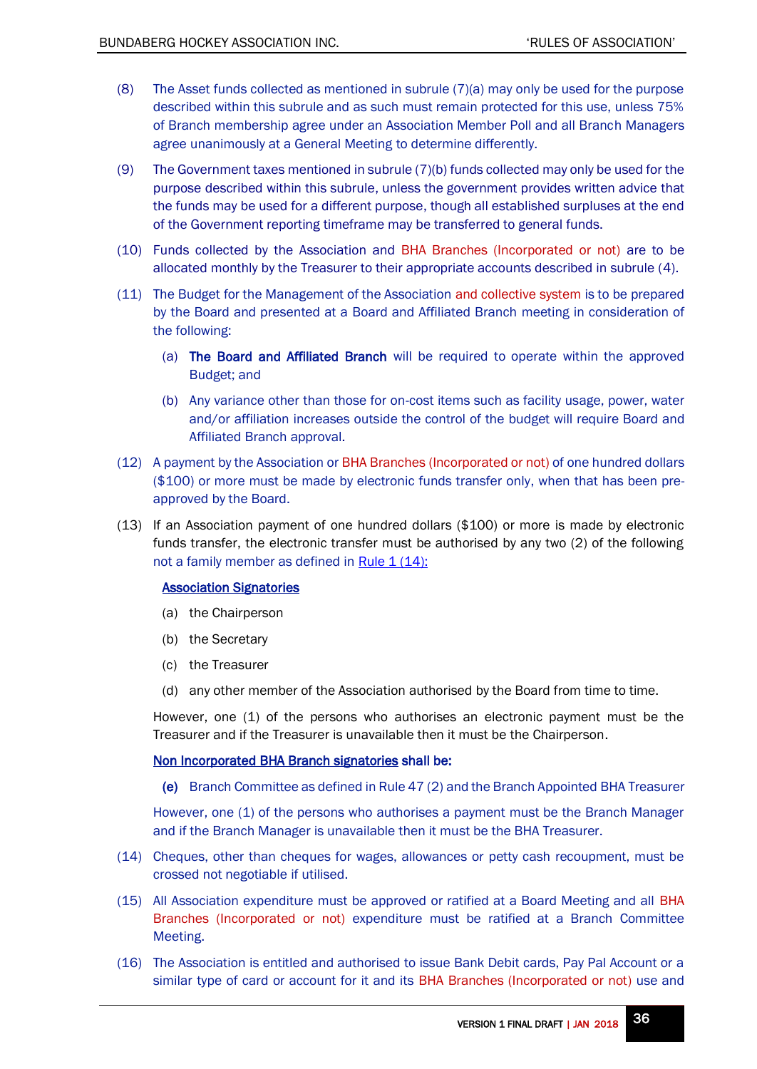(8) The Asset funds collected as mentioned in subrule (7)(a) may only be used for the purpose described within this subrule and as such must remain protected for this use, unless 75% of Branch membership agree under an Association Member Poll and all Branch Managers agree unanimously at a General Meeting to determine differently.

(9) The Government taxes mentioned in subrule (7)(b) funds collected may only be used for the purpose described within this subrule, unless the government provides written advice that the funds may be used for a different purpose, though all established surpluses at the end of the Government reporting timeframe may be transferred to general funds.

(10) Funds collected by the Association and BHA Branches (Incorporated or not) are to be allocated monthly by the Treasurer to their appropriate accounts described in subrule (4).

(11) The Budget for the Management of the Association and collective system is to be prepared by the Board and presented at a Board and Affiliated Branch meeting in consideration of the following:

   (a) **The Board and Affiliated Branch** will be required to operate within the approved Budget; and

   (b) Any variance other than those for on-cost items such as facility usage, power, water and/or affiliation increases outside the control of the budget will require Board and Affiliated Branch approval.

(12) A payment by the Association or BHA Branches (Incorporated or not) of one hundred dollars ($100) or more must be made by electronic funds transfer only, when that has been pre-approved by the Board.

(13) If an Association payment of one hundred dollars ($100) or more is made by electronic funds transfer, the electronic transfer must be authorised by any two (2) of the following not a family member as defined in Rule 1 (14):

   **Association Signatories**

   (a) the Chairperson

   (b) the Secretary

   (c) the Treasurer

   (d) any other member of the Association authorised by the Board from time to time.

   However, one (1) of the persons who authorises an electronic payment must be the Treasurer and if the Treasurer is unavailable then it must be the Chairperson.

   **Non Incorporated BHA Branch signatories shall be:**

   **(e)** Branch Committee as defined in Rule 47 (2) and the Branch Appointed BHA Treasurer

   However, one (1) of the persons who authorises a payment must be the Branch Manager and if the Branch Manager is unavailable then it must be the BHA Treasurer.

(14) Cheques, other than cheques for wages, allowances or petty cash recoupment, must be crossed not negotiable if utilised.

(15) All Association expenditure must be approved or ratified at a Board Meeting and all BHA Branches (Incorporated or not) expenditure must be ratified at a Branch Committee Meeting.

(16) The Association is entitled and authorised to issue Bank Debit cards, Pay Pal Account or a similar type of card or account for it and its BHA Branches (Incorporated or not) use and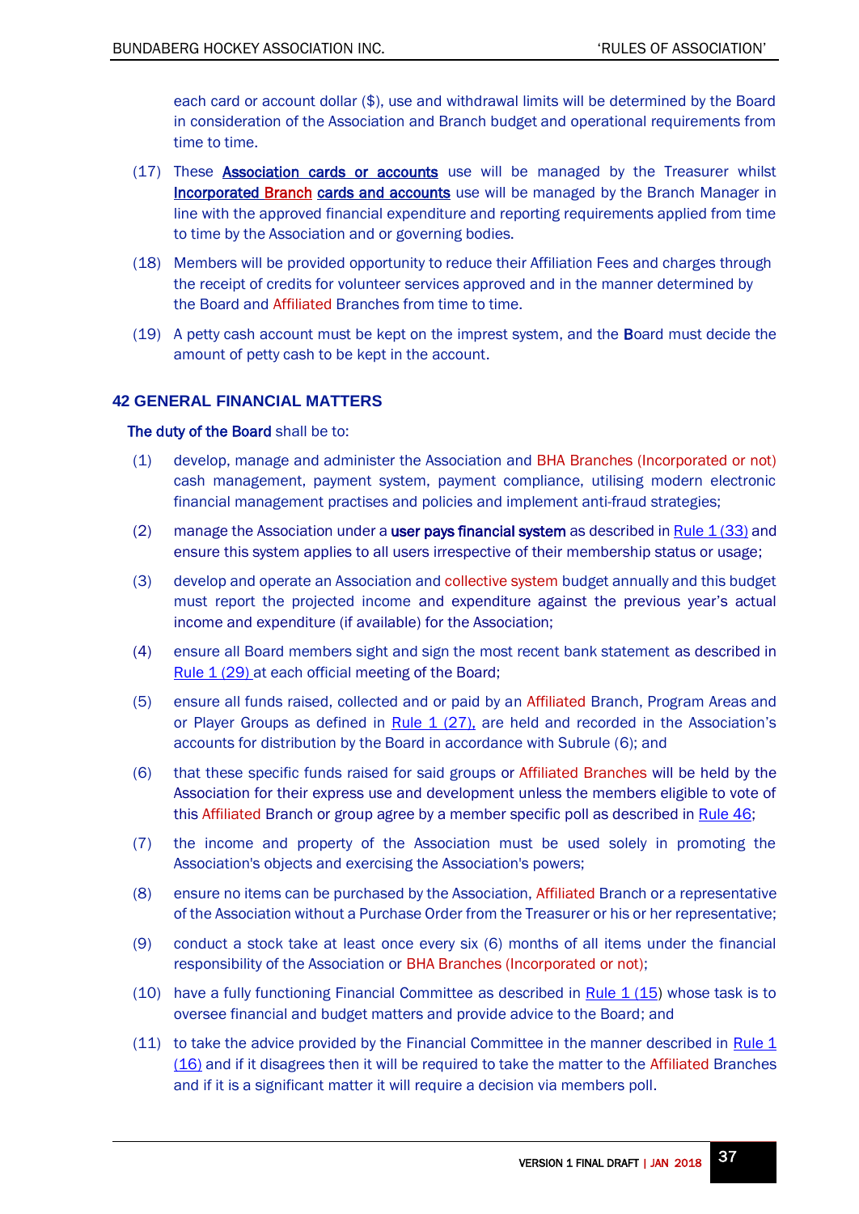each card or account dollar ($), use and withdrawal limits will be determined by the Board in consideration of the Association and Branch budget and operational requirements from time to time.

(17) These **Association cards or accounts** use will be managed by the Treasurer whilst **Incorporated Branch cards and accounts** use will be managed by the Branch Manager in line with the approved financial expenditure and reporting requirements applied from time to time by the Association and or governing bodies.

(18) Members will be provided opportunity to reduce their Affiliation Fees and charges through the receipt of credits for volunteer services approved and in the manner determined by the Board and Affiliated Branches from time to time.

(19) A petty cash account must be kept on the imprest system, and the Board must decide the amount of petty cash to be kept in the account.

## 42 GENERAL FINANCIAL MATTERS

The duty of the Board shall be to:

(1) develop, manage and administer the Association and BHA Branches (Incorporated or not) cash management, payment system, payment compliance, utilising modern electronic financial management practises and policies and implement anti-fraud strategies;

(2) manage the Association under a **user pays financial system** as described in Rule 1 (33) and ensure this system applies to all users irrespective of their membership status or usage;

(3) develop and operate an Association and collective system budget annually and this budget must report the projected income and expenditure against the previous year's actual income and expenditure (if available) for the Association;

(4) ensure all Board members sight and sign the most recent bank statement as described in Rule 1 (29) at each official meeting of the Board;

(5) ensure all funds raised, collected and or paid by an Affiliated Branch, Program Areas and or Player Groups as defined in Rule 1 (27), are held and recorded in the Association's accounts for distribution by the Board in accordance with Subrule (6); and

(6) that these specific funds raised for said groups or Affiliated Branches will be held by the Association for their express use and development unless the members eligible to vote of this Affiliated Branch or group agree by a member specific poll as described in Rule 46;

(7) the income and property of the Association must be used solely in promoting the Association's objects and exercising the Association's powers;

(8) ensure no items can be purchased by the Association, Affiliated Branch or a representative of the Association without a Purchase Order from the Treasurer or his or her representative;

(9) conduct a stock take at least once every six (6) months of all items under the financial responsibility of the Association or BHA Branches (Incorporated or not);

(10) have a fully functioning Financial Committee as described in Rule 1 (15) whose task is to oversee financial and budget matters and provide advice to the Board; and

(11) to take the advice provided by the Financial Committee in the manner described in Rule 1 (16) and if it disagrees then it will be required to take the matter to the Affiliated Branches and if it is a significant matter it will require a decision via members poll.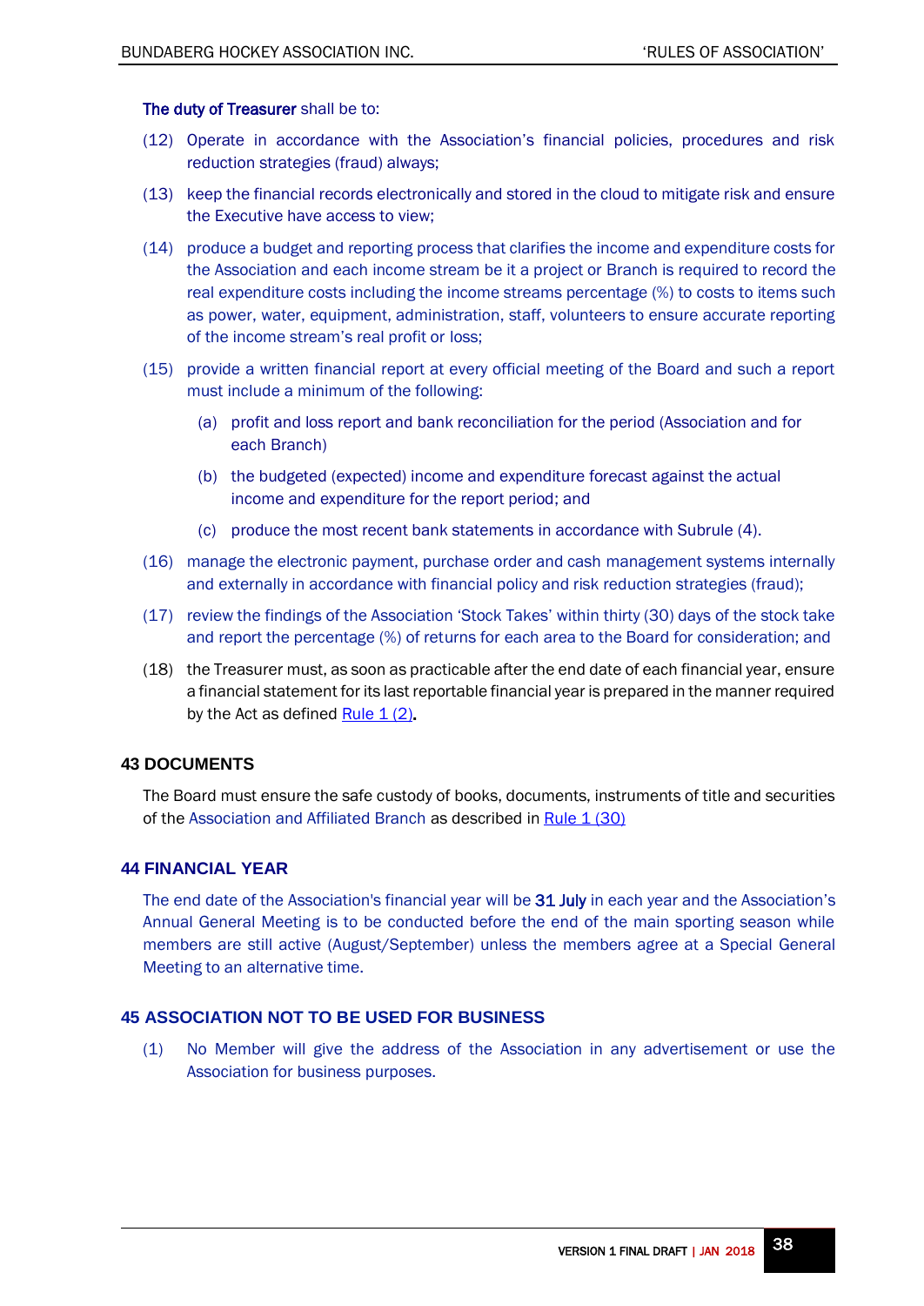**The duty of Treasurer** shall be to:

(12) Operate in accordance with the Association's financial policies, procedures and risk reduction strategies (fraud) always;

(13) keep the financial records electronically and stored in the cloud to mitigate risk and ensure the Executive have access to view;

(14) produce a budget and reporting process that clarifies the income and expenditure costs for the Association and each income stream be it a project or Branch is required to record the real expenditure costs including the income streams percentage (%) to costs to items such as power, water, equipment, administration, staff, volunteers to ensure accurate reporting of the income stream's real profit or loss;

(15) provide a written financial report at every official meeting of the Board and such a report must include a minimum of the following:

   (a) profit and loss report and bank reconciliation for the period (Association and for each Branch)

   (b) the budgeted (expected) income and expenditure forecast against the actual income and expenditure for the report period; and

   (c) produce the most recent bank statements in accordance with Subrule (4).

(16) manage the electronic payment, purchase order and cash management systems internally and externally in accordance with financial policy and risk reduction strategies (fraud);

(17) review the findings of the Association 'Stock Takes' within thirty (30) days of the stock take and report the percentage (%) of returns for each area to the Board for consideration; and

(18) the Treasurer must, as soon as practicable after the end date of each financial year, ensure a financial statement for its last reportable financial year is prepared in the manner required by the Act as defined Rule 1 (2).

### 43 DOCUMENTS

The Board must ensure the safe custody of books, documents, instruments of title and securities of the Association and Affiliated Branch as described in Rule 1 (30)

### 44 FINANCIAL YEAR

The end date of the Association's financial year will be **31 July** in each year and the Association's Annual General Meeting is to be conducted before the end of the main sporting season while members are still active (August/September) unless the members agree at a Special General Meeting to an alternative time.

### 45 ASSOCIATION NOT TO BE USED FOR BUSINESS

(1) No Member will give the address of the Association in any advertisement or use the Association for business purposes.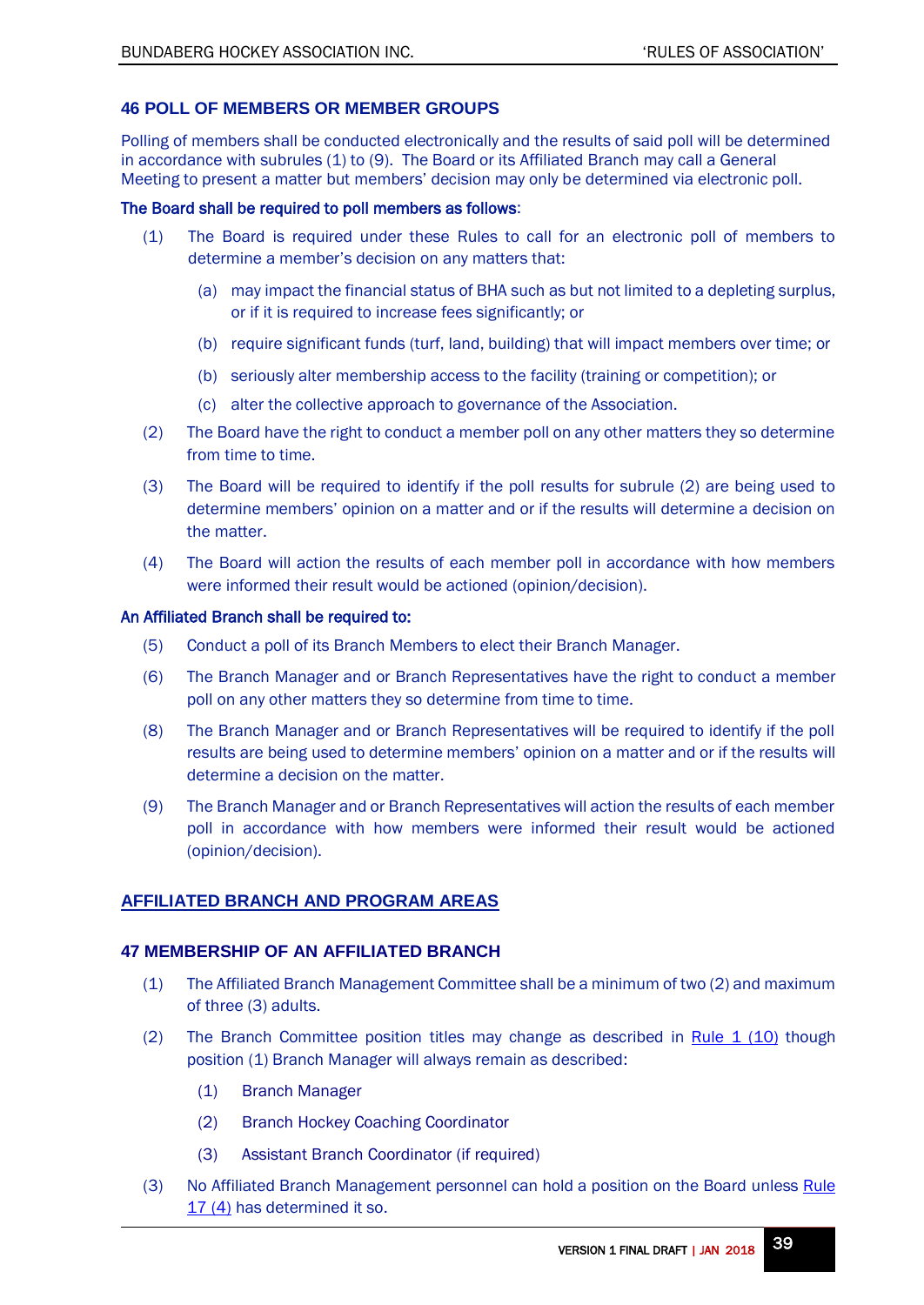### 46 POLL OF MEMBERS OR MEMBER GROUPS

Polling of members shall be conducted electronically and the results of said poll will be determined in accordance with subrules (1) to (9). The Board or its Affiliated Branch may call a General Meeting to present a matter but members' decision may only be determined via electronic poll.

**The Board shall be required to poll members as follows:**

(1) The Board is required under these Rules to call for an electronic poll of members to determine a member's decision on any matters that:

  (a) may impact the financial status of BHA such as but not limited to a depleting surplus, or if it is required to increase fees significantly; or

  (b) require significant funds (turf, land, building) that will impact members over time; or

  (b) seriously alter membership access to the facility (training or competition); or

  (c) alter the collective approach to governance of the Association.

(2) The Board have the right to conduct a member poll on any other matters they so determine from time to time.

(3) The Board will be required to identify if the poll results for subrule (2) are being used to determine members' opinion on a matter and or if the results will determine a decision on the matter.

(4) The Board will action the results of each member poll in accordance with how members were informed their result would be actioned (opinion/decision).

**An Affiliated Branch shall be required to:**

(5) Conduct a poll of its Branch Members to elect their Branch Manager.

(6) The Branch Manager and or Branch Representatives have the right to conduct a member poll on any other matters they so determine from time to time.

(8) The Branch Manager and or Branch Representatives will be required to identify if the poll results are being used to determine members' opinion on a matter and or if the results will determine a decision on the matter.

(9) The Branch Manager and or Branch Representatives will action the results of each member poll in accordance with how members were informed their result would be actioned (opinion/decision).

## AFFILIATED BRANCH AND PROGRAM AREAS

### 47 MEMBERSHIP OF AN AFFILIATED BRANCH

(1) The Affiliated Branch Management Committee shall be a minimum of two (2) and maximum of three (3) adults.

(2) The Branch Committee position titles may change as described in Rule 1 (10) though position (1) Branch Manager will always remain as described:

  (1) Branch Manager

  (2) Branch Hockey Coaching Coordinator

  (3) Assistant Branch Coordinator (if required)

(3) No Affiliated Branch Management personnel can hold a position on the Board unless Rule 17 (4) has determined it so.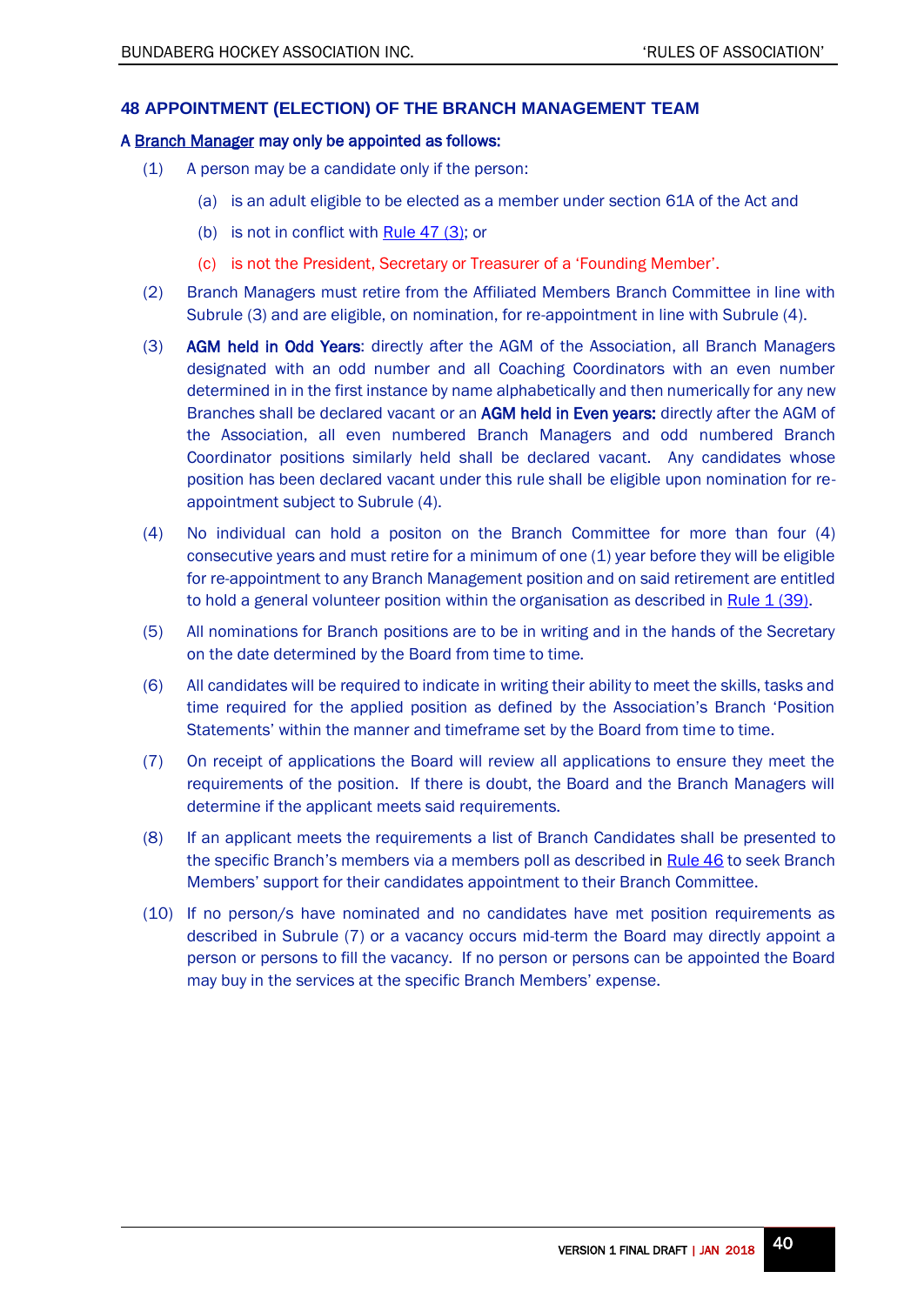## 48 APPOINTMENT (ELECTION) OF THE BRANCH MANAGEMENT TEAM

**A Branch Manager may only be appointed as follows:**

(1) A person may be a candidate only if the person:

  (a) is an adult eligible to be elected as a member under section 61A of the Act and

  (b) is not in conflict with Rule 47 (3); or

  (c) is not the President, Secretary or Treasurer of a 'Founding Member'.

(2) Branch Managers must retire from the Affiliated Members Branch Committee in line with Subrule (3) and are eligible, on nomination, for re-appointment in line with Subrule (4).

(3) **AGM held in Odd Years**: directly after the AGM of the Association, all Branch Managers designated with an odd number and all Coaching Coordinators with an even number determined in in the first instance by name alphabetically and then numerically for any new Branches shall be declared vacant or an **AGM held in Even years:** directly after the AGM of the Association, all even numbered Branch Managers and odd numbered Branch Coordinator positions similarly held shall be declared vacant. Any candidates whose position has been declared vacant under this rule shall be eligible upon nomination for re-appointment subject to Subrule (4).

(4) No individual can hold a positon on the Branch Committee for more than four (4) consecutive years and must retire for a minimum of one (1) year before they will be eligible for re-appointment to any Branch Management position and on said retirement are entitled to hold a general volunteer position within the organisation as described in Rule 1 (39).

(5) All nominations for Branch positions are to be in writing and in the hands of the Secretary on the date determined by the Board from time to time.

(6) All candidates will be required to indicate in writing their ability to meet the skills, tasks and time required for the applied position as defined by the Association's Branch 'Position Statements' within the manner and timeframe set by the Board from time to time.

(7) On receipt of applications the Board will review all applications to ensure they meet the requirements of the position. If there is doubt, the Board and the Branch Managers will determine if the applicant meets said requirements.

(8) If an applicant meets the requirements a list of Branch Candidates shall be presented to the specific Branch's members via a members poll as described in Rule 46 to seek Branch Members' support for their candidates appointment to their Branch Committee.

(10) If no person/s have nominated and no candidates have met position requirements as described in Subrule (7) or a vacancy occurs mid-term the Board may directly appoint a person or persons to fill the vacancy. If no person or persons can be appointed the Board may buy in the services at the specific Branch Members' expense.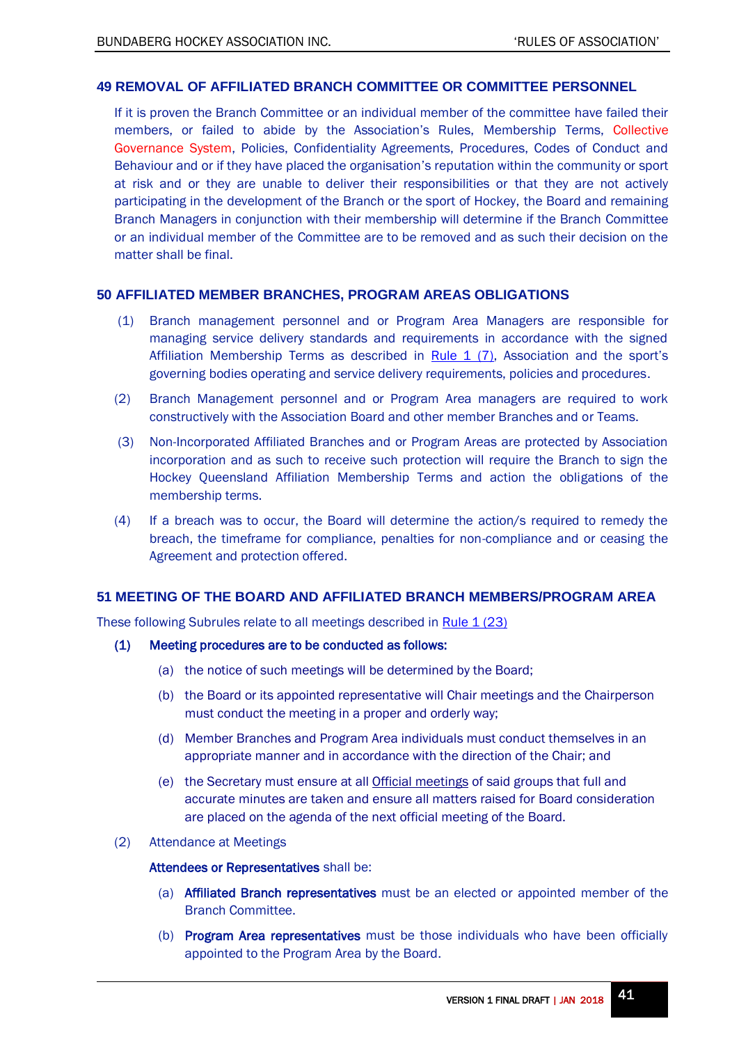## 49 REMOVAL OF AFFILIATED BRANCH COMMITTEE OR COMMITTEE PERSONNEL

If it is proven the Branch Committee or an individual member of the committee have failed their members, or failed to abide by the Association's Rules, Membership Terms, Collective Governance System, Policies, Confidentiality Agreements, Procedures, Codes of Conduct and Behaviour and or if they have placed the organisation's reputation within the community or sport at risk and or they are unable to deliver their responsibilities or that they are not actively participating in the development of the Branch or the sport of Hockey, the Board and remaining Branch Managers in conjunction with their membership will determine if the Branch Committee or an individual member of the Committee are to be removed and as such their decision on the matter shall be final.

## 50 AFFILIATED MEMBER BRANCHES, PROGRAM AREAS OBLIGATIONS

(1) Branch management personnel and or Program Area Managers are responsible for managing service delivery standards and requirements in accordance with the signed Affiliation Membership Terms as described in Rule 1 (7), Association and the sport's governing bodies operating and service delivery requirements, policies and procedures.

(2) Branch Management personnel and or Program Area managers are required to work constructively with the Association Board and other member Branches and or Teams.

(3) Non-Incorporated Affiliated Branches and or Program Areas are protected by Association incorporation and as such to receive such protection will require the Branch to sign the Hockey Queensland Affiliation Membership Terms and action the obligations of the membership terms.

(4) If a breach was to occur, the Board will determine the action/s required to remedy the breach, the timeframe for compliance, penalties for non-compliance and or ceasing the Agreement and protection offered.

## 51 MEETING OF THE BOARD AND AFFILIATED BRANCH MEMBERS/PROGRAM AREA

These following Subrules relate to all meetings described in Rule 1 (23)

**(1) Meeting procedures are to be conducted as follows:**

- (a) the notice of such meetings will be determined by the Board;
- (b) the Board or its appointed representative will Chair meetings and the Chairperson must conduct the meeting in a proper and orderly way;
- (d) Member Branches and Program Area individuals must conduct themselves in an appropriate manner and in accordance with the direction of the Chair; and
- (e) the Secretary must ensure at all Official meetings of said groups that full and accurate minutes are taken and ensure all matters raised for Board consideration are placed on the agenda of the next official meeting of the Board.

(2) Attendance at Meetings

**Attendees or Representatives** shall be:

- (a) **Affiliated Branch representatives** must be an elected or appointed member of the Branch Committee.
- (b) **Program Area representatives** must be those individuals who have been officially appointed to the Program Area by the Board.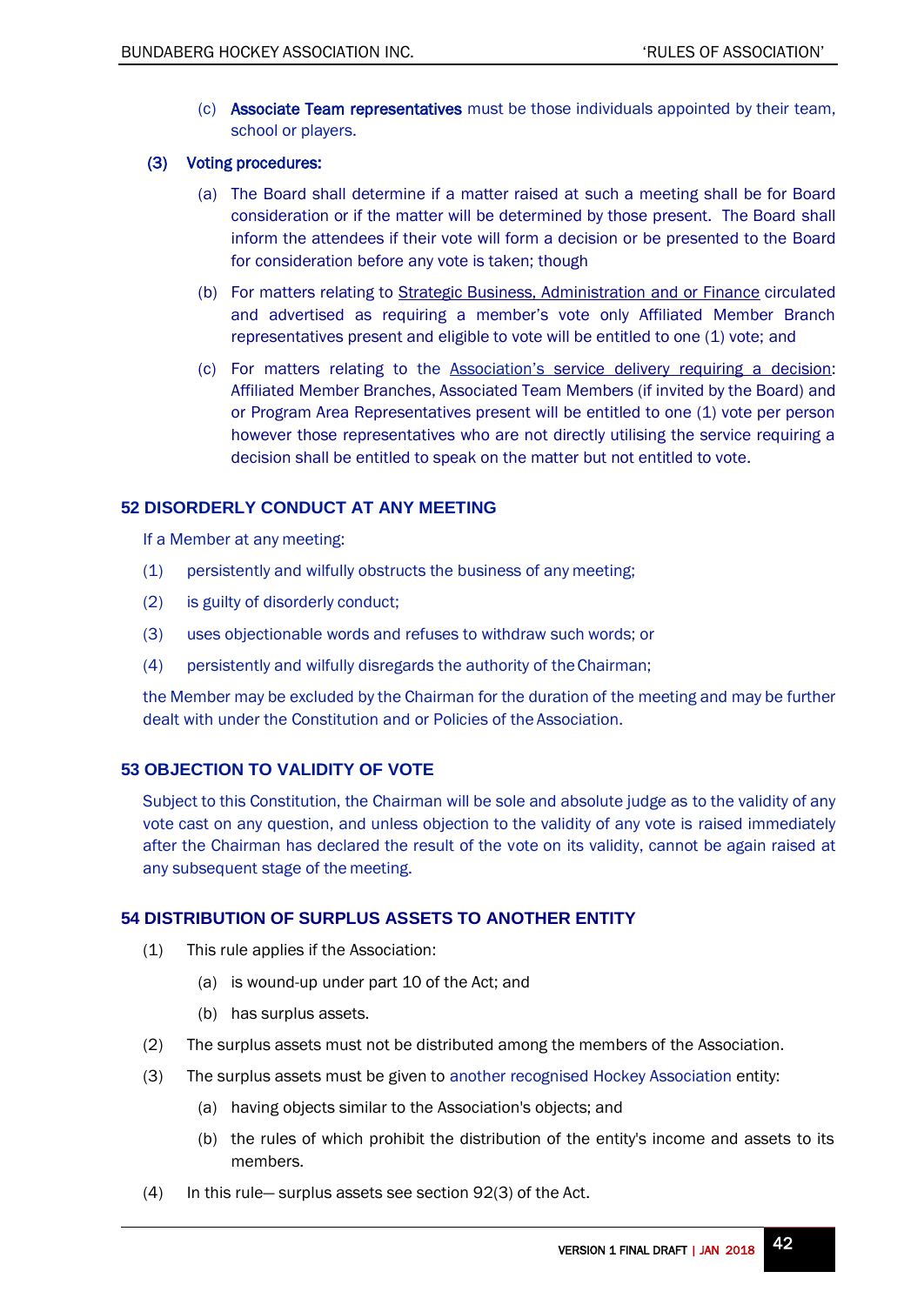(c) **Associate Team representatives** must be those individuals appointed by their team, school or players.

**(3) Voting procedures:**

(a) The Board shall determine if a matter raised at such a meeting shall be for Board consideration or if the matter will be determined by those present. The Board shall inform the attendees if their vote will form a decision or be presented to the Board for consideration before any vote is taken; though

(b) For matters relating to Strategic Business, Administration and or Finance circulated and advertised as requiring a member's vote only Affiliated Member Branch representatives present and eligible to vote will be entitled to one (1) vote; and

(c) For matters relating to the Association's service delivery requiring a decision: Affiliated Member Branches, Associated Team Members (if invited by the Board) and or Program Area Representatives present will be entitled to one (1) vote per person however those representatives who are not directly utilising the service requiring a decision shall be entitled to speak on the matter but not entitled to vote.

## 52 DISORDERLY CONDUCT AT ANY MEETING

If a Member at any meeting:

(1) persistently and wilfully obstructs the business of any meeting;

(2) is guilty of disorderly conduct;

(3) uses objectionable words and refuses to withdraw such words; or

(4) persistently and wilfully disregards the authority of the Chairman;

the Member may be excluded by the Chairman for the duration of the meeting and may be further dealt with under the Constitution and or Policies of the Association.

## 53 OBJECTION TO VALIDITY OF VOTE

Subject to this Constitution, the Chairman will be sole and absolute judge as to the validity of any vote cast on any question, and unless objection to the validity of any vote is raised immediately after the Chairman has declared the result of the vote on its validity, cannot be again raised at any subsequent stage of the meeting.

## 54 DISTRIBUTION OF SURPLUS ASSETS TO ANOTHER ENTITY

(1) This rule applies if the Association:

(a) is wound-up under part 10 of the Act; and

(b) has surplus assets.

(2) The surplus assets must not be distributed among the members of the Association.

(3) The surplus assets must be given to another recognised Hockey Association entity:

(a) having objects similar to the Association's objects; and

(b) the rules of which prohibit the distribution of the entity's income and assets to its members.

(4) In this rule— surplus assets see section 92(3) of the Act.